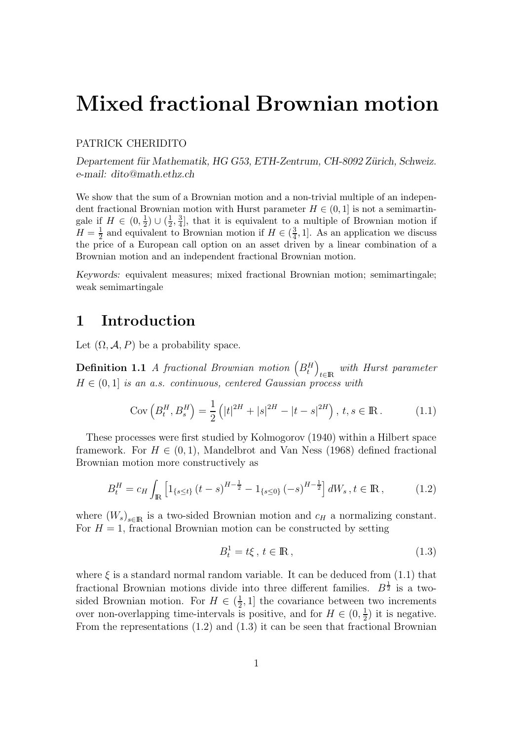# Mixed fractional Brownian motion

PATRICK CHERIDITO

*Departement für Mathematik, HG G53, ETH-Zentrum, CH-8092 Zürich, Schweiz.*
*e-mail: dito@math.ethz.ch*

We show that the sum of a Brownian motion and a non-trivial multiple of an independent fractional Brownian motion with Hurst parameter $H \in (0,1]$ is not a semimartingale if $H \in (0, \frac{1}{2}) \cup (\frac{1}{2}, \frac{3}{4}]$, that it is equivalent to a multiple of Brownian motion if $H = \frac{1}{2}$ and equivalent to Brownian motion if $H \in (\frac{3}{4}, 1]$. As an application we discuss the price of a European call option on an asset driven by a linear combination of a Brownian motion and an independent fractional Brownian motion.

*Keywords:* equivalent measures; mixed fractional Brownian motion; semimartingale; weak semimartingale

## 1 Introduction

Let $(\Omega, \mathcal{A}, P)$ be a probability space.

**Definition 1.1** *A fractional Brownian motion $\left(B^H_t\right)_{t \in \mathbb{R}}$ with Hurst parameter $H \in (0,1]$ is an a.s. continuous, centered Gaussian process with*

$$\operatorname{Cov}\left(B^H_t, B^H_s\right) = \frac{1}{2}\left(|t|^{2H} + |s|^{2H} - |t-s|^{2H}\right), \, t, s \in \mathbb{R}\,. \tag{1.1}$$

These processes were first studied by Kolmogorov (1940) within a Hilbert space framework. For $H \in (0,1)$, Mandelbrot and Van Ness (1968) defined fractional Brownian motion more constructively as

$$B^H_t = c_H \int_{\mathbb{R}} \left[1_{\{s \leq t\}} (t-s)^{H - \frac{1}{2}} - 1_{\{s \leq 0\}} (-s)^{H - \frac{1}{2}}\right] dW_s \,, t \in \mathbb{R}\,, \tag{1.2}$$

where $(W_s)_{s \in \mathbb{R}}$ is a two-sided Brownian motion and $c_H$ a normalizing constant. For $H = 1$, fractional Brownian motion can be constructed by setting

$$B^1_t = t\xi \,, \, t \in \mathbb{R}\,, \tag{1.3}$$

where $\xi$ is a standard normal random variable. It can be deduced from (1.1) that fractional Brownian motions divide into three different families. $B^{\frac{1}{2}}$ is a two-sided Brownian motion. For $H \in (\frac{1}{2}, 1]$ the covariance between two increments over non-overlapping time-intervals is positive, and for $H \in (0, \frac{1}{2})$ it is negative. From the representations (1.2) and (1.3) it can be seen that fractional Brownian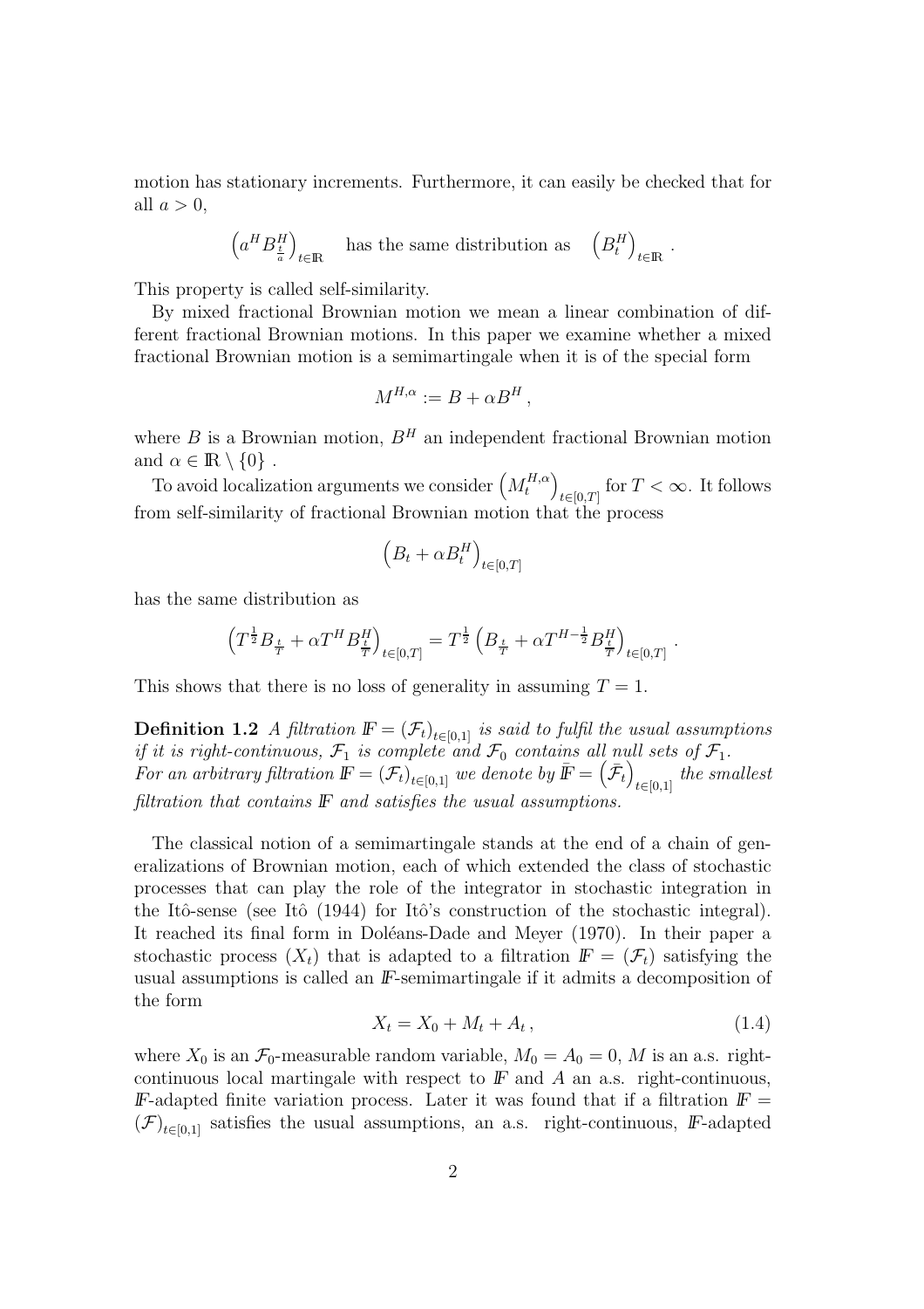motion has stationary increments. Furthermore, it can easily be checked that for all $a > 0$,

$$\left(a^H B^H_{\frac{t}{a}}\right)_{t \in \mathbb{R}} \quad \text{has the same distribution as} \quad \left(B^H_t\right)_{t \in \mathbb{R}} .$$

This property is called self-similarity.

By mixed fractional Brownian motion we mean a linear combination of different fractional Brownian motions. In this paper we examine whether a mixed fractional Brownian motion is a semimartingale when it is of the special form

$$M^{H,\alpha} := B + \alpha B^H ,$$

where $B$ is a Brownian motion, $B^H$ an independent fractional Brownian motion and $\alpha \in \mathbb{R} \setminus \{0\}$ .

To avoid localization arguments we consider $\left(M^{H,\alpha}_t\right)_{t \in [0,T]}$ for $T < \infty$. It follows from self-similarity of fractional Brownian motion that the process

$$\left(B_t + \alpha B^H_t\right)_{t \in [0,T]}$$

has the same distribution as

$$\left(T^{\frac{1}{2}} B_{\frac{t}{T}} + \alpha T^H B^H_{\frac{t}{T}}\right)_{t \in [0,T]} = T^{\frac{1}{2}} \left(B_{\frac{t}{T}} + \alpha T^{H - \frac{1}{2}} B^H_{\frac{t}{T}}\right)_{t \in [0,T]} .$$

This shows that there is no loss of generality in assuming $T = 1$.

**Definition 1.2** *A filtration $\mathbb{F} = (\mathcal{F}_t)_{t \in [0,1]}$ is said to fulfil the usual assumptions if it is right-continuous, $\mathcal{F}_1$ is complete and $\mathcal{F}_0$ contains all null sets of $\mathcal{F}_1$. For an arbitrary filtration $\mathbb{F} = (\mathcal{F}_t)_{t \in [0,1]}$ we denote by $\bar{\mathbb{F}} = \left(\bar{\mathcal{F}}_t\right)_{t \in [0,1]}$ the smallest filtration that contains $\mathbb{F}$ and satisfies the usual assumptions.*

The classical notion of a semimartingale stands at the end of a chain of generalizations of Brownian motion, each of which extended the class of stochastic processes that can play the role of the integrator in stochastic integration in the Itô-sense (see Itô (1944) for Itô's construction of the stochastic integral). It reached its final form in Doléans-Dade and Meyer (1970). In their paper a stochastic process $(X_t)$ that is adapted to a filtration $\mathbb{F} = (\mathcal{F}_t)$ satisfying the usual assumptions is called an $\mathbb{F}$-semimartingale if it admits a decomposition of the form

$$X_t = X_0 + M_t + A_t , \tag{1.4}$$

where $X_0$ is an $\mathcal{F}_0$-measurable random variable, $M_0 = A_0 = 0$, $M$ is an a.s. right-continuous local martingale with respect to $\mathbb{F}$ and $A$ an a.s. right-continuous, $\mathbb{F}$-adapted finite variation process. Later it was found that if a filtration $\mathbb{F} = (\mathcal{F})_{t \in [0,1]}$ satisfies the usual assumptions, an a.s. right-continuous, $\mathbb{F}$-adapted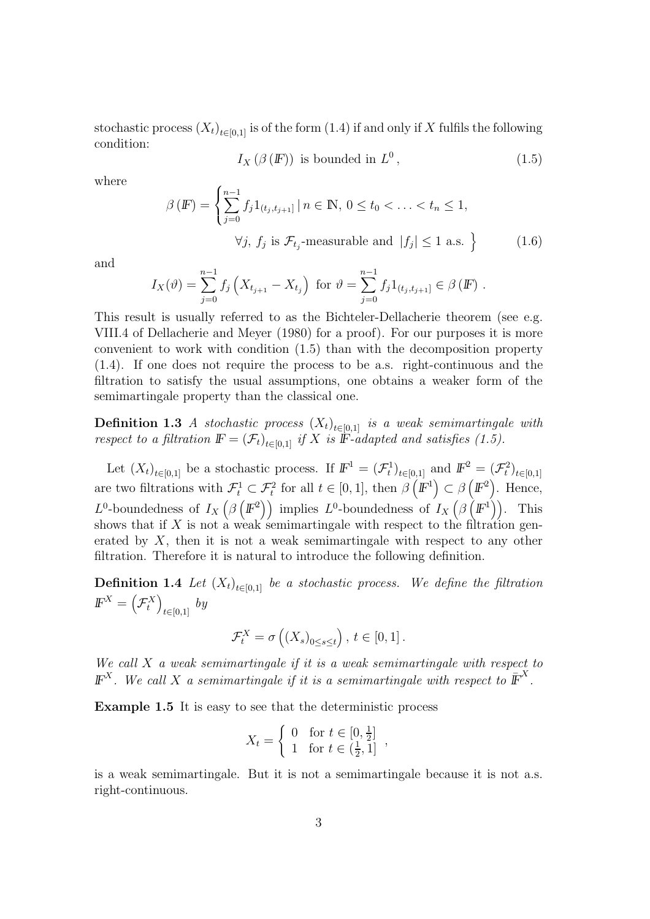stochastic process $(X_t)_{t\in[0,1]}$ is of the form (1.4) if and only if $X$ fulfils the following condition:

$$I_X(\beta(\mathbb{F})) \text{ is bounded in } L^0\,, \tag{1.5}$$

where

$$\beta(\mathbb{F}) = \left\{ \sum_{j=0}^{n-1} f_j 1_{(t_j,t_{j+1}]} \,|\, n \in \mathbb{N},\, 0 \le t_0 < \ldots < t_n \le 1, \right. \\ \left. \forall j,\ f_j \text{ is } \mathcal{F}_{t_j}\text{-measurable and } |f_j| \le 1 \text{ a.s.} \right\} \tag{1.6}$$

and

$$I_X(\vartheta) = \sum_{j=0}^{n-1} f_j \left( X_{t_{j+1}} - X_{t_j} \right) \text{ for } \vartheta = \sum_{j=0}^{n-1} f_j 1_{(t_j,t_{j+1}]} \in \beta(\mathbb{F})\,.$$

This result is usually referred to as the Bichteler-Dellacherie theorem (see e.g. VIII.4 of Dellacherie and Meyer (1980) for a proof). For our purposes it is more convenient to work with condition (1.5) than with the decomposition property (1.4). If one does not require the process to be a.s. right-continuous and the filtration to satisfy the usual assumptions, one obtains a weaker form of the semimartingale property than the classical one.

**Definition 1.3** *A stochastic process $(X_t)_{t\in[0,1]}$ is a weak semimartingale with respect to a filtration $\mathbb{F} = (\mathcal{F}_t)_{t\in[0,1]}$ if $X$ is $\mathbb{F}$-adapted and satisfies (1.5).*

Let $(X_t)_{t\in[0,1]}$ be a stochastic process. If $\mathbb{F}^1 = (\mathcal{F}^1_t)_{t\in[0,1]}$ and $\mathbb{F}^2 = (\mathcal{F}^2_t)_{t\in[0,1]}$ are two filtrations with $\mathcal{F}^1_t \subset \mathcal{F}^2_t$ for all $t \in [0,1]$, then $\beta\left(\mathbb{F}^1\right) \subset \beta\left(\mathbb{F}^2\right)$. Hence, $L^0$-boundedness of $I_X\left(\beta\left(\mathbb{F}^2\right)\right)$ implies $L^0$-boundedness of $I_X\left(\beta\left(\mathbb{F}^1\right)\right)$. This shows that if $X$ is not a weak semimartingale with respect to the filtration generated by $X$, then it is not a weak semimartingale with respect to any other filtration. Therefore it is natural to introduce the following definition.

**Definition 1.4** *Let $(X_t)_{t\in[0,1]}$ be a stochastic process. We define the filtration $\mathbb{F}^X = \left(\mathcal{F}^X_t\right)_{t\in[0,1]}$ by*

$$\mathcal{F}^X_t = \sigma\left( (X_s)_{0\le s\le t} \right),\ t \in [0,1]\,.$$

*We call $X$ a weak semimartingale if it is a weak semimartingale with respect to $\mathbb{F}^X$. We call $X$ a semimartingale if it is a semimartingale with respect to $\bar{\mathbb{F}}^X$.*

**Example 1.5** It is easy to see that the deterministic process

$$X_t = \begin{cases} 0 & \text{for } t \in [0, \frac{1}{2}] \\ 1 & \text{for } t \in (\frac{1}{2}, 1] \end{cases}\,,$$

is a weak semimartingale. But it is not a semimartingale because it is not a.s. right-continuous.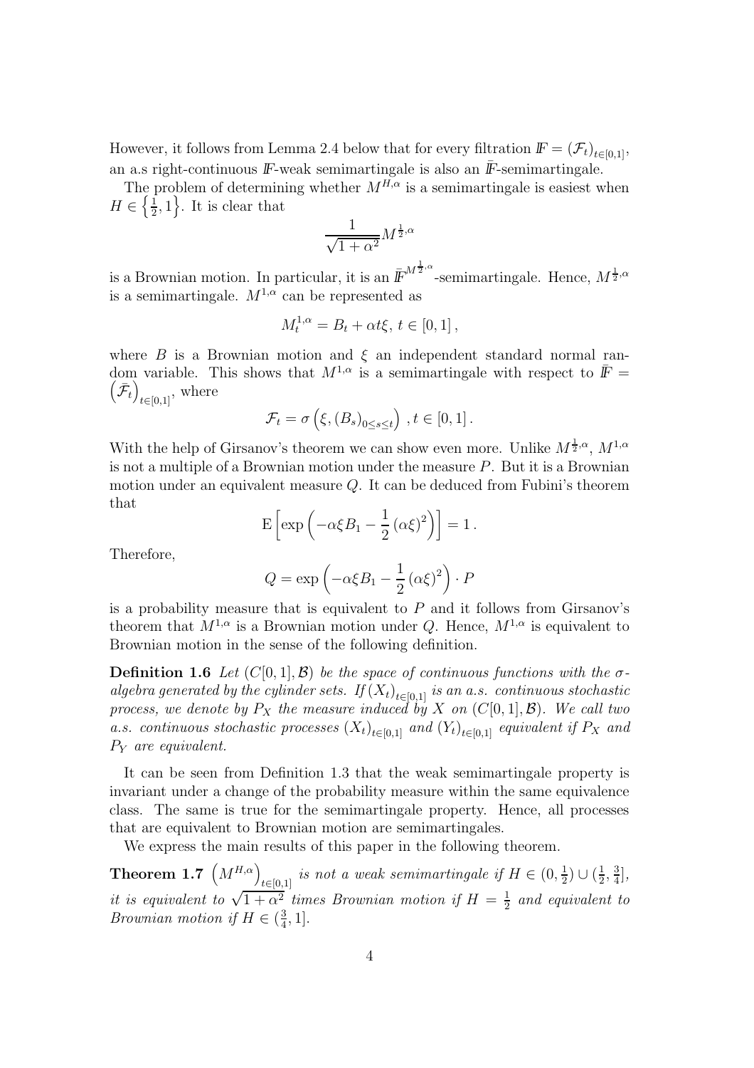However, it follows from Lemma 2.4 below that for every filtration $\mathbb{F} = (\mathcal{F}_t)_{t\in[0,1]}$, an a.s right-continuous $\mathbb{F}$-weak semimartingale is also an $\bar{\mathbb{F}}$-semimartingale.

The problem of determining whether $M^{H,\alpha}$ is a semimartingale is easiest when $H \in \left\{\frac{1}{2}, 1\right\}$. It is clear that

$$\frac{1}{\sqrt{1+\alpha^2}} M^{\frac{1}{2},\alpha}$$

is a Brownian motion. In particular, it is an $\bar{\mathbb{F}}^{M^{\frac{1}{2},\alpha}}$-semimartingale. Hence, $M^{\frac{1}{2},\alpha}$ is a semimartingale. $M^{1,\alpha}$ can be represented as

$$M_t^{1,\alpha} = B_t + \alpha t \xi,\ t \in [0,1]\,,$$

where $B$ is a Brownian motion and $\xi$ an independent standard normal random variable. This shows that $M^{1,\alpha}$ is a semimartingale with respect to $\bar{\mathbb{F}} = \left(\bar{\mathcal{F}}_t\right)_{t\in[0,1]}$, where

$$\mathcal{F}_t = \sigma\left(\xi, (B_s)_{0\le s\le t}\right),\ t \in [0,1]\,.$$

With the help of Girsanov's theorem we can show even more. Unlike $M^{\frac{1}{2},\alpha}$, $M^{1,\alpha}$ is not a multiple of a Brownian motion under the measure $P$. But it is a Brownian motion under an equivalent measure $Q$. It can be deduced from Fubini's theorem that

$$\mathrm{E}\left[\exp\left(-\alpha\xi B_1 - \frac{1}{2}(\alpha\xi)^2\right)\right] = 1\,.$$

Therefore,

$$Q = \exp\left(-\alpha\xi B_1 - \frac{1}{2}(\alpha\xi)^2\right)\cdot P$$

is a probability measure that is equivalent to $P$ and it follows from Girsanov's theorem that $M^{1,\alpha}$ is a Brownian motion under $Q$. Hence, $M^{1,\alpha}$ is equivalent to Brownian motion in the sense of the following definition.

**Definition 1.6** *Let $(C[0,1], \mathcal{B})$ be the space of continuous functions with the $\sigma$-algebra generated by the cylinder sets. If $(X_t)_{t\in[0,1]}$ is an a.s. continuous stochastic process, we denote by $P_X$ the measure induced by $X$ on $(C[0,1], \mathcal{B})$. We call two a.s. continuous stochastic processes $(X_t)_{t\in[0,1]}$ and $(Y_t)_{t\in[0,1]}$ equivalent if $P_X$ and $P_Y$ are equivalent.*

It can be seen from Definition 1.3 that the weak semimartingale property is invariant under a change of the probability measure within the same equivalence class. The same is true for the semimartingale property. Hence, all processes that are equivalent to Brownian motion are semimartingales.

We express the main results of this paper in the following theorem.

**Theorem 1.7** *$\left(M^{H,\alpha}\right)_{t\in[0,1]}$ is not a weak semimartingale if $H \in (0,\frac{1}{2}) \cup (\frac{1}{2},\frac{3}{4}]$, it is equivalent to $\sqrt{1+\alpha^2}$ times Brownian motion if $H = \frac{1}{2}$ and equivalent to Brownian motion if $H \in (\frac{3}{4}, 1]$.*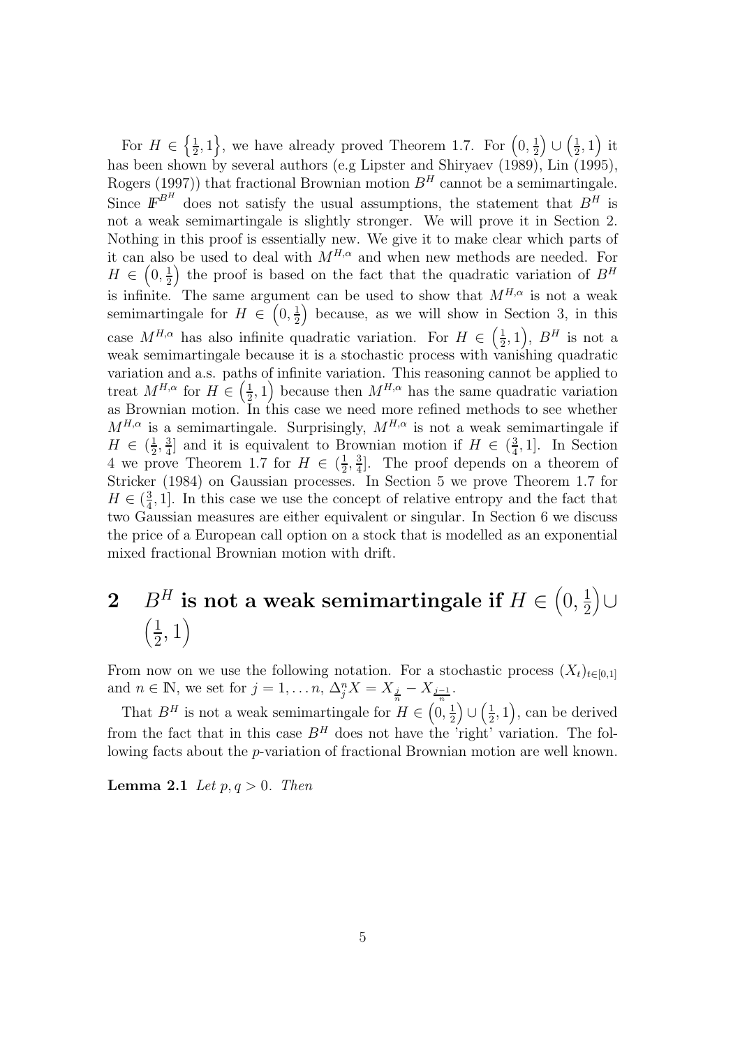For $H \in \left\{\frac{1}{2}, 1\right\}$, we have already proved Theorem 1.7. For $\left(0, \frac{1}{2}\right) \cup \left(\frac{1}{2}, 1\right)$ it has been shown by several authors (e.g Lipster and Shiryaev (1989), Lin (1995), Rogers (1997)) that fractional Brownian motion $B^H$ cannot be a semimartingale. Since $\mathbb{F}^{B^H}$ does not satisfy the usual assumptions, the statement that $B^H$ is not a weak semimartingale is slightly stronger. We will prove it in Section 2. Nothing in this proof is essentially new. We give it to make clear which parts of it can also be used to deal with $M^{H,\alpha}$ and when new methods are needed. For $H \in \left(0, \frac{1}{2}\right)$ the proof is based on the fact that the quadratic variation of $B^H$ is infinite. The same argument can be used to show that $M^{H,\alpha}$ is not a weak semimartingale for $H \in \left(0, \frac{1}{2}\right)$ because, as we will show in Section 3, in this case $M^{H,\alpha}$ has also infinite quadratic variation. For $H \in \left(\frac{1}{2}, 1\right)$, $B^H$ is not a weak semimartingale because it is a stochastic process with vanishing quadratic variation and a.s. paths of infinite variation. This reasoning cannot be applied to treat $M^{H,\alpha}$ for $H \in \left(\frac{1}{2}, 1\right)$ because then $M^{H,\alpha}$ has the same quadratic variation as Brownian motion. In this case we need more refined methods to see whether $M^{H,\alpha}$ is a semimartingale. Surprisingly, $M^{H,\alpha}$ is not a weak semimartingale if $H \in (\frac{1}{2}, \frac{3}{4}]$ and it is equivalent to Brownian motion if $H \in (\frac{3}{4}, 1]$. In Section 4 we prove Theorem 1.7 for $H \in (\frac{1}{2}, \frac{3}{4}]$. The proof depends on a theorem of Stricker (1984) on Gaussian processes. In Section 5 we prove Theorem 1.7 for $H \in (\frac{3}{4}, 1]$. In this case we use the concept of relative entropy and the fact that two Gaussian measures are either equivalent or singular. In Section 6 we discuss the price of a European call option on a stock that is modelled as an exponential mixed fractional Brownian motion with drift.

## 2 $B^H$ is not a weak semimartingale if $H \in \left(0, \frac{1}{2}\right) \cup \left(\frac{1}{2}, 1\right)$

From now on we use the following notation. For a stochastic process $(X_t)_{t \in [0,1]}$ and $n \in \mathbb{N}$, we set for $j = 1, \ldots n$, $\Delta_j^n X = X_{\frac{j}{n}} - X_{\frac{j-1}{n}}$.

That $B^H$ is not a weak semimartingale for $H \in \left(0, \frac{1}{2}\right) \cup \left(\frac{1}{2}, 1\right)$, can be derived from the fact that in this case $B^H$ does not have the 'right' variation. The following facts about the $p$-variation of fractional Brownian motion are well known.

**Lemma 2.1** *Let $p, q > 0$. Then*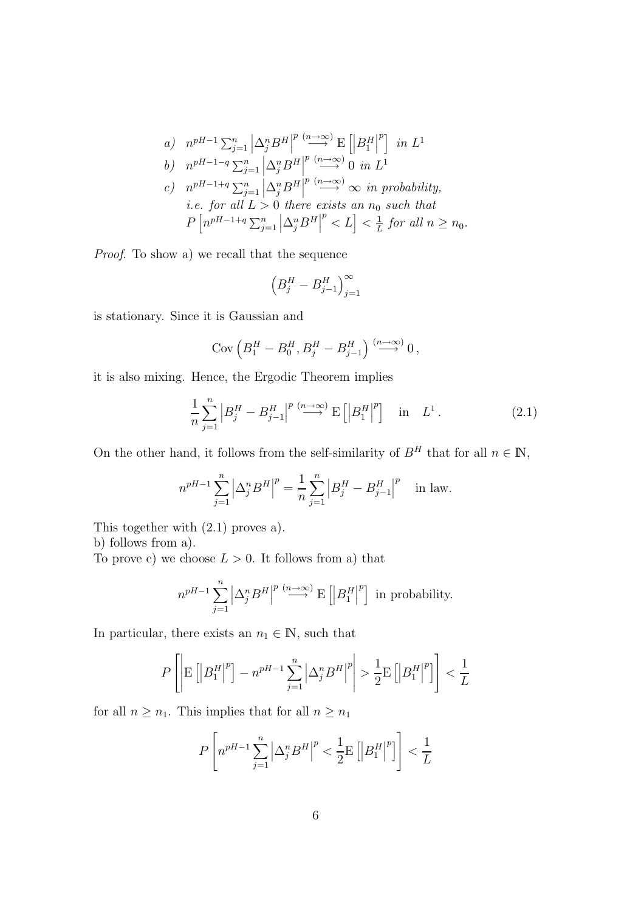*a)* $n^{pH-1}\sum_{j=1}^{n}\left|\Delta_j^n B^H\right|^p \stackrel{(n\to\infty)}{\longrightarrow} \mathrm{E}\left[\left|B_1^H\right|^p\right]$ *in* $L^1$

*b)* $n^{pH-1-q}\sum_{j=1}^{n}\left|\Delta_j^n B^H\right|^p \stackrel{(n\to\infty)}{\longrightarrow} 0$ *in* $L^1$

*c)* $n^{pH-1+q}\sum_{j=1}^{n}\left|\Delta_j^n B^H\right|^p \stackrel{(n\to\infty)}{\longrightarrow} \infty$ *in probability, i.e. for all* $L > 0$ *there exists an* $n_0$ *such that* $P\left[n^{pH-1+q}\sum_{j=1}^{n}\left|\Delta_j^n B^H\right|^p < L\right] < \frac{1}{L}$ *for all* $n \geq n_0$.

*Proof.* To show a) we recall that the sequence

$$\left(B_j^H - B_{j-1}^H\right)_{j=1}^{\infty}$$

is stationary. Since it is Gaussian and

$$\mathrm{Cov}\left(B_1^H - B_0^H, B_j^H - B_{j-1}^H\right) \stackrel{(n\to\infty)}{\longrightarrow} 0\,,$$

it is also mixing. Hence, the Ergodic Theorem implies

$$\frac{1}{n}\sum_{j=1}^{n}\left|B_j^H - B_{j-1}^H\right|^p \stackrel{(n\to\infty)}{\longrightarrow} \mathrm{E}\left[\left|B_1^H\right|^p\right] \quad \text{in} \quad L^1\,. \tag{2.1}$$

On the other hand, it follows from the self-similarity of $B^H$ that for all $n \in \mathbb{N}$,

$$n^{pH-1}\sum_{j=1}^{n}\left|\Delta_j^n B^H\right|^p = \frac{1}{n}\sum_{j=1}^{n}\left|B_j^H - B_{j-1}^H\right|^p \quad \text{in law.}$$

This together with (2.1) proves a).
b) follows from a).
To prove c) we choose $L > 0$. It follows from a) that

$$n^{pH-1}\sum_{j=1}^{n}\left|\Delta_j^n B^H\right|^p \stackrel{(n\to\infty)}{\longrightarrow} \mathrm{E}\left[\left|B_1^H\right|^p\right] \text{ in probability.}$$

In particular, there exists an $n_1 \in \mathbb{N}$, such that

$$P\left[\left|\mathrm{E}\left[\left|B_1^H\right|^p\right] - n^{pH-1}\sum_{j=1}^{n}\left|\Delta_j^n B^H\right|^p\right| > \frac{1}{2}\mathrm{E}\left[\left|B_1^H\right|^p\right]\right] < \frac{1}{L}$$

for all $n \geq n_1$. This implies that for all $n \geq n_1$

$$P\left[n^{pH-1}\sum_{j=1}^{n}\left|\Delta_j^n B^H\right|^p < \frac{1}{2}\mathrm{E}\left[\left|B_1^H\right|^p\right]\right] < \frac{1}{L}$$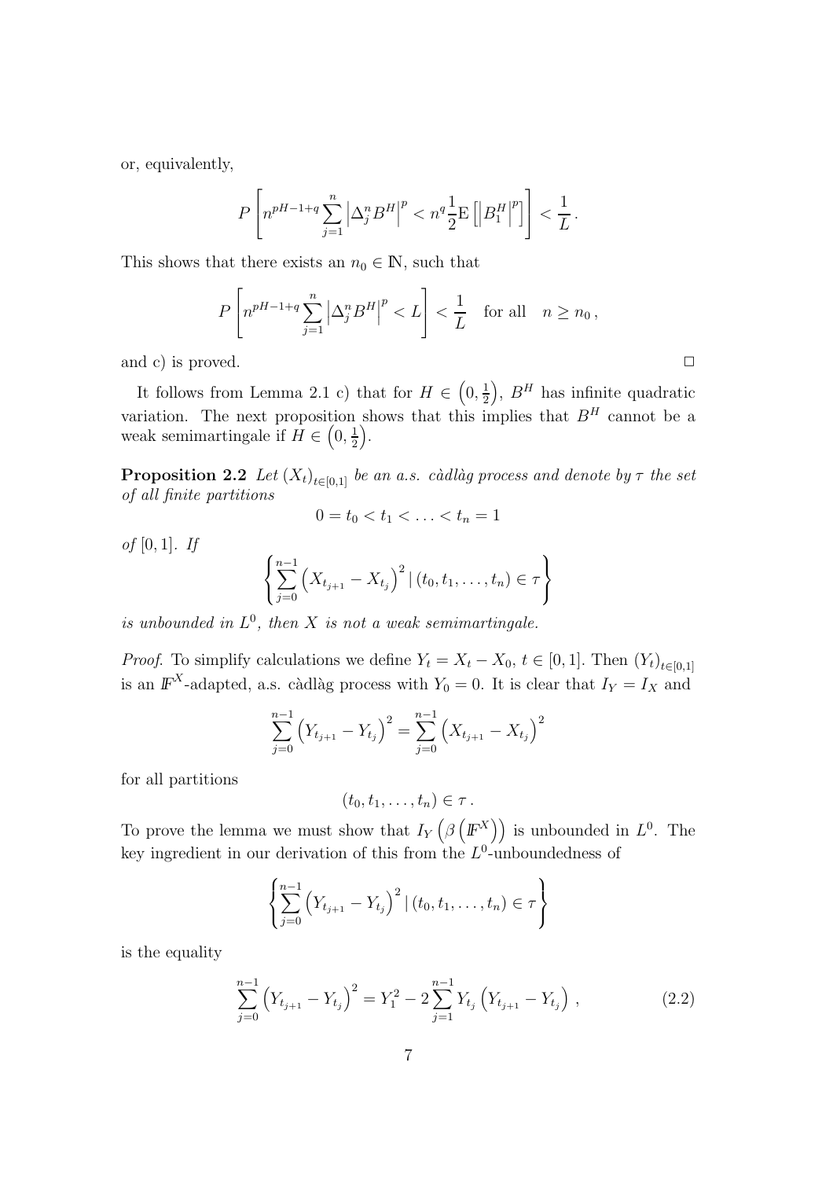or, equivalently,

$$P\left[n^{pH-1+q}\sum_{j=1}^{n}\left|\Delta_j^n B^H\right|^p < n^q \frac{1}{2}\mathrm{E}\left[\left|B_1^H\right|^p\right]\right] < \frac{1}{L}\,.$$

This shows that there exists an $n_0 \in \mathbb{N}$, such that

$$P\left[n^{pH-1+q}\sum_{j=1}^{n}\left|\Delta_j^n B^H\right|^p < L\right] < \frac{1}{L} \quad \text{for all} \quad n \geq n_0\,,$$

and c) is proved. □

It follows from Lemma 2.1 c) that for $H \in \left(0, \frac{1}{2}\right)$, $B^H$ has infinite quadratic variation. The next proposition shows that this implies that $B^H$ cannot be a weak semimartingale if $H \in \left(0, \frac{1}{2}\right)$.

**Proposition 2.2** *Let $(X_t)_{t\in[0,1]}$ be an a.s. càdlàg process and denote by $\tau$ the set of all finite partitions*

$$0 = t_0 < t_1 < \ldots < t_n = 1$$

*of $[0,1]$. If*

$$\left\{\sum_{j=0}^{n-1}\left(X_{t_{j+1}} - X_{t_j}\right)^2 \,|\, (t_0, t_1, \ldots, t_n) \in \tau\right\}$$

*is unbounded in $L^0$, then $X$ is not a weak semimartingale.*

*Proof.* To simplify calculations we define $Y_t = X_t - X_0$, $t \in [0,1]$. Then $(Y_t)_{t\in[0,1]}$ is an $\mathbb{F}^X$-adapted, a.s. càdlàg process with $Y_0 = 0$. It is clear that $I_Y = I_X$ and

$$\sum_{j=0}^{n-1}\left(Y_{t_{j+1}} - Y_{t_j}\right)^2 = \sum_{j=0}^{n-1}\left(X_{t_{j+1}} - X_{t_j}\right)^2$$

for all partitions

$$(t_0, t_1, \ldots, t_n) \in \tau\,.$$

To prove the lemma we must show that $I_Y\left(\beta\left(\mathbb{F}^X\right)\right)$ is unbounded in $L^0$. The key ingredient in our derivation of this from the $L^0$-unboundedness of

$$\left\{\sum_{j=0}^{n-1}\left(Y_{t_{j+1}} - Y_{t_j}\right)^2 \,|\, (t_0, t_1, \ldots, t_n) \in \tau\right\}$$

is the equality

$$\sum_{j=0}^{n-1}\left(Y_{t_{j+1}} - Y_{t_j}\right)^2 = Y_1^2 - 2\sum_{j=1}^{n-1} Y_{t_j}\left(Y_{t_{j+1}} - Y_{t_j}\right)\,, \tag{2.2}$$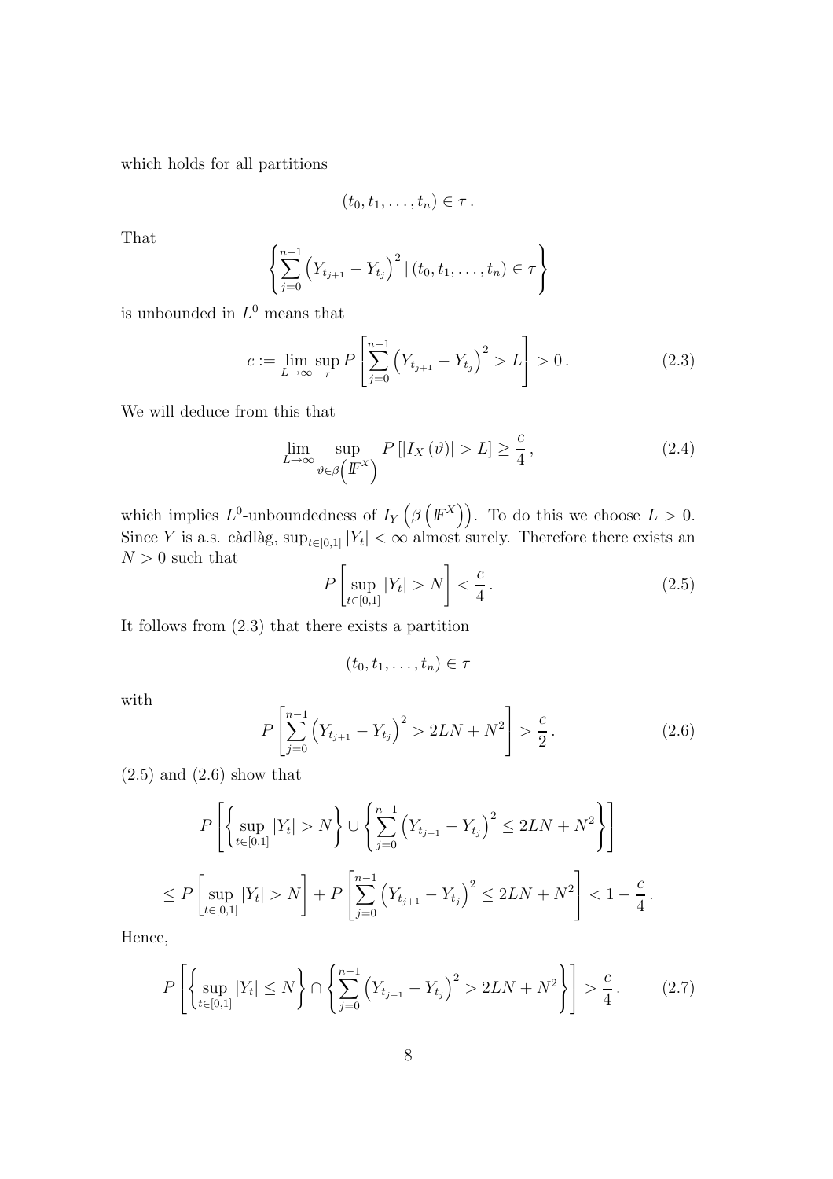which holds for all partitions

$$
(t_0, t_1, \dots, t_n) \in \tau \, .
$$

That

$$
\left\{ \sum_{j=0}^{n-1} \left( Y_{t_{j+1}} - Y_{t_j} \right)^2 \, | \, (t_0, t_1, \dots, t_n) \in \tau \right\}
$$

is unbounded in $L^0$ means that

$$
c := \lim_{L \to \infty} \sup_{\tau} P \left[ \sum_{j=0}^{n-1} \left( Y_{t_{j+1}} - Y_{t_j} \right)^2 > L \right] > 0 \, . \tag{2.3}
$$

We will deduce from this that

$$
\lim_{L \to \infty} \sup_{\vartheta \in \beta\left(I\!\!F^X\right)} P \left[ \left| I_X \left( \vartheta \right) \right| > L \right] \geq \frac{c}{4} \, , \tag{2.4}
$$

which implies $L^0$-unboundedness of $I_Y \left( \beta \left( I\!\!F^X \right) \right)$. To do this we choose $L > 0$. Since $Y$ is a.s. càdlàg, $\sup_{t \in [0,1]} |Y_t| < \infty$ almost surely. Therefore there exists an $N > 0$ such that

$$
P \left[ \sup_{t \in [0,1]} |Y_t| > N \right] < \frac{c}{4} \, . \tag{2.5}
$$

It follows from (2.3) that there exists a partition

$$
(t_0, t_1, \dots, t_n) \in \tau
$$

with

$$
P \left[ \sum_{j=0}^{n-1} \left( Y_{t_{j+1}} - Y_{t_j} \right)^2 > 2LN + N^2 \right] > \frac{c}{2} \, . \tag{2.6}
$$

(2.5) and (2.6) show that

$$
P \left[ \left\{ \sup_{t \in [0,1]} |Y_t| > N \right\} \cup \left\{ \sum_{j=0}^{n-1} \left( Y_{t_{j+1}} - Y_{t_j} \right)^2 \leq 2LN + N^2 \right\} \right]
$$

$$
\leq P \left[ \sup_{t \in [0,1]} |Y_t| > N \right] + P \left[ \sum_{j=0}^{n-1} \left( Y_{t_{j+1}} - Y_{t_j} \right)^2 \leq 2LN + N^2 \right] < 1 - \frac{c}{4} \, .
$$

Hence,

$$
P \left[ \left\{ \sup_{t \in [0,1]} |Y_t| \leq N \right\} \cap \left\{ \sum_{j=0}^{n-1} \left( Y_{t_{j+1}} - Y_{t_j} \right)^2 > 2LN + N^2 \right\} \right] > \frac{c}{4} \, . \tag{2.7}
$$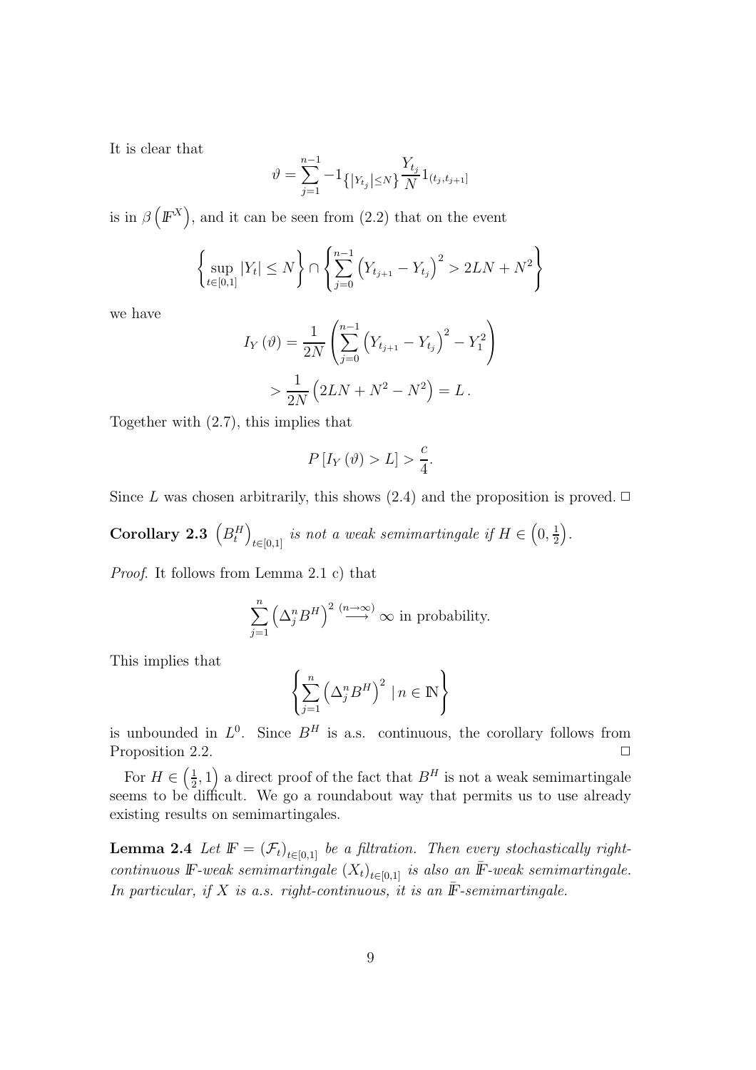It is clear that

$$\vartheta = \sum_{j=1}^{n-1} -1_{\left\{\left|Y_{t_j}\right| \leq N\right\}} \frac{Y_{t_j}}{N} 1_{(t_j, t_{j+1}]}$$

is in $\beta\left(\mathbb{F}^X\right)$, and it can be seen from (2.2) that on the event

$$\left\{\sup_{t\in[0,1]} |Y_t| \leq N\right\} \cap \left\{\sum_{j=0}^{n-1}\left(Y_{t_{j+1}} - Y_{t_j}\right)^2 > 2LN + N^2\right\}$$

we have

$$\begin{aligned} I_Y(\vartheta) &= \frac{1}{2N}\left(\sum_{j=0}^{n-1}\left(Y_{t_{j+1}} - Y_{t_j}\right)^2 - Y_1^2\right) \\ &> \frac{1}{2N}\left(2LN + N^2 - N^2\right) = L\,. \end{aligned}$$

Together with (2.7), this implies that

$$P\left[I_Y(\vartheta) > L\right] > \frac{c}{4}.$$

Since $L$ was chosen arbitrarily, this shows (2.4) and the proposition is proved. $\square$

**Corollary 2.3** *$\left(B_t^H\right)_{t\in[0,1]}$ is not a weak semimartingale if $H \in \left(0, \frac{1}{2}\right)$.*

*Proof.* It follows from Lemma 2.1 c) that

$$\sum_{j=1}^{n}\left(\Delta_j^n B^H\right)^2 \stackrel{(n\to\infty)}{\longrightarrow} \infty \text{ in probability.}$$

This implies that

$$\left\{\sum_{j=1}^{n}\left(\Delta_j^n B^H\right)^2 \mid n \in \mathbb{N}\right\}$$

is unbounded in $L^0$. Since $B^H$ is a.s. continuous, the corollary follows from Proposition 2.2. $\square$

For $H \in \left(\frac{1}{2}, 1\right)$ a direct proof of the fact that $B^H$ is not a weak semimartingale seems to be difficult. We go a roundabout way that permits us to use already existing results on semimartingales.

**Lemma 2.4** *Let $\mathbb{F} = \left(\mathcal{F}_t\right)_{t\in[0,1]}$ be a filtration. Then every stochastically right-continuous $\mathbb{F}$-weak semimartingale $\left(X_t\right)_{t\in[0,1]}$ is also an $\bar{\mathbb{F}}$-weak semimartingale. In particular, if $X$ is a.s. right-continuous, it is an $\bar{\mathbb{F}}$-semimartingale.*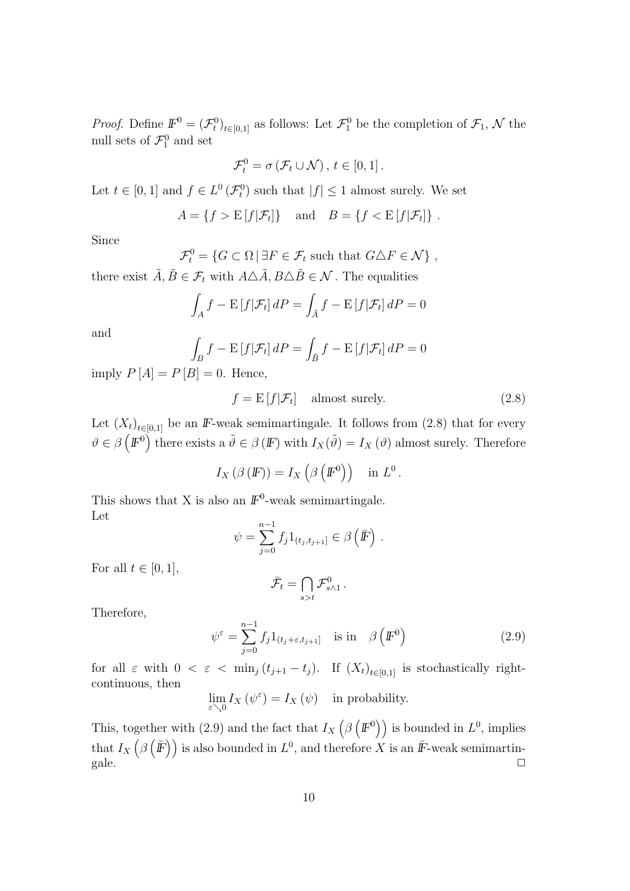*Proof.* Define $\mathbb{F}^0 = (\mathcal{F}_t^0)_{t\in[0,1]}$ as follows: Let $\mathcal{F}_1^0$ be the completion of $\mathcal{F}_1$, $\mathcal{N}$ the null sets of $\mathcal{F}_1^0$ and set

$$\mathcal{F}_t^0 = \sigma\left(\mathcal{F}_t \cup \mathcal{N}\right),\, t \in [0,1]\,.$$

Let $t \in [0,1]$ and $f \in L^0\left(\mathcal{F}_t^0\right)$ such that $|f| \leq 1$ almost surely. We set

$$A = \{f > \mathrm{E}\left[f|\mathcal{F}_t\right]\} \quad \text{and} \quad B = \{f < \mathrm{E}\left[f|\mathcal{F}_t\right]\}\,.$$

Since

$$\mathcal{F}_t^0 = \{G \subset \Omega \,|\, \exists F \in \mathcal{F}_t \text{ such that } G \triangle F \in \mathcal{N}\}\,,$$

there exist $\tilde{A}, \tilde{B} \in \mathcal{F}_t$ with $A\triangle\tilde{A}, B\triangle\tilde{B} \in \mathcal{N}$. The equalities

$$\int_A f - \mathrm{E}\left[f|\mathcal{F}_t\right] dP = \int_{\tilde{A}} f - \mathrm{E}\left[f|\mathcal{F}_t\right] dP = 0$$

and

$$\int_B f - \mathrm{E}\left[f|\mathcal{F}_t\right] dP = \int_{\tilde{B}} f - \mathrm{E}\left[f|\mathcal{F}_t\right] dP = 0$$

imply $P[A] = P[B] = 0$. Hence,

$$f = \mathrm{E}\left[f|\mathcal{F}_t\right] \quad \text{almost surely.} \tag{2.8}$$

Let $(X_t)_{t\in[0,1]}$ be an $\mathbb{F}$-weak semimartingale. It follows from (2.8) that for every $\vartheta \in \beta\left(\mathbb{F}^0\right)$ there exists a $\tilde{\vartheta} \in \beta\left(\mathbb{F}\right)$ with $I_X(\tilde{\vartheta}) = I_X\left(\vartheta\right)$ almost surely. Therefore

$$I_X\left(\beta\left(\mathbb{F}\right)\right) = I_X\left(\beta\left(\mathbb{F}^0\right)\right) \quad \text{in } L^0\,.$$

This shows that X is also an $\mathbb{F}^0$-weak semimartingale.
Let

$$\psi = \sum_{j=0}^{n-1} f_j 1_{(t_j,t_{j+1}]} \in \beta\left(\bar{\mathbb{F}}\right)\,.$$

For all $t \in [0,1]$,

$$\bar{\mathcal{F}}_t = \bigcap_{s>t} \mathcal{F}^0_{s\wedge 1}\,.$$

Therefore,

$$\psi^\varepsilon = \sum_{j=0}^{n-1} f_j 1_{(t_j+\varepsilon,t_{j+1}]} \quad \text{is in} \quad \beta\left(\mathbb{F}^0\right) \tag{2.9}$$

for all $\varepsilon$ with $0 < \varepsilon < \min_j\left(t_{j+1} - t_j\right)$. If $(X_t)_{t\in[0,1]}$ is stochastically right-continuous, then

$$\lim_{\varepsilon\searrow 0} I_X\left(\psi^\varepsilon\right) = I_X\left(\psi\right) \quad \text{in probability.}$$

This, together with (2.9) and the fact that $I_X\left(\beta\left(\mathbb{F}^0\right)\right)$ is bounded in $L^0$, implies that $I_X\left(\beta\left(\bar{\mathbb{F}}\right)\right)$ is also bounded in $L^0$, and therefore $X$ is an $\bar{\mathbb{F}}$-weak semimartingale. □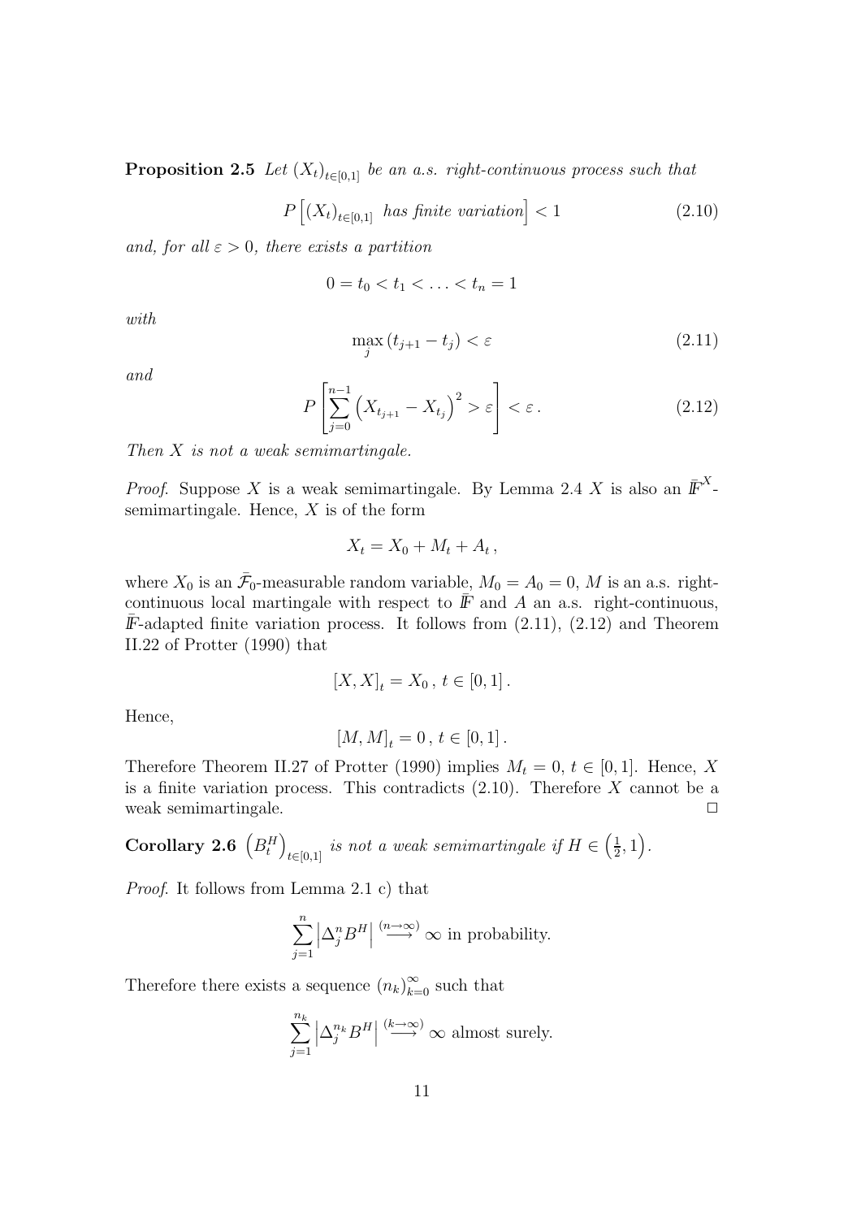**Proposition 2.5** *Let $(X_t)_{t\in[0,1]}$ be an a.s. right-continuous process such that*

$$P\left[(X_t)_{t\in[0,1]} \text{ has finite variation}\right] < 1 \tag{2.10}$$

*and, for all $\varepsilon > 0$, there exists a partition*

$$0 = t_0 < t_1 < \ldots < t_n = 1$$

*with*

$$\max_j (t_{j+1} - t_j) < \varepsilon \tag{2.11}$$

*and*

$$P\left[\sum_{j=0}^{n-1}\left(X_{t_{j+1}} - X_{t_j}\right)^2 > \varepsilon\right] < \varepsilon\,. \tag{2.12}$$

*Then $X$ is not a weak semimartingale.*

*Proof.* Suppose $X$ is a weak semimartingale. By Lemma 2.4 $X$ is also an $\bar{\mathbb{F}}^X$-semimartingale. Hence, $X$ is of the form

$$X_t = X_0 + M_t + A_t\,,$$

where $X_0$ is an $\bar{\mathcal{F}}_0$-measurable random variable, $M_0 = A_0 = 0$, $M$ is an a.s. right-continuous local martingale with respect to $\bar{\mathbb{F}}$ and $A$ an a.s. right-continuous, $\bar{\mathbb{F}}$-adapted finite variation process. It follows from (2.11), (2.12) and Theorem II.22 of Protter (1990) that

$$[X,X]_t = X_0\,,\; t\in[0,1]\,.$$

Hence,

$$[M,M]_t = 0\,,\; t\in[0,1]\,.$$

Therefore Theorem II.27 of Protter (1990) implies $M_t = 0$, $t\in[0,1]$. Hence, $X$ is a finite variation process. This contradicts (2.10). Therefore $X$ cannot be a weak semimartingale. □

**Corollary 2.6** $\left(B_t^H\right)_{t\in[0,1]}$ *is not a weak semimartingale if $H \in \left(\frac{1}{2}, 1\right)$.*

*Proof.* It follows from Lemma 2.1 c) that

$$\sum_{j=1}^{n}\left|\Delta_j^n B^H\right| \stackrel{(n\to\infty)}{\longrightarrow} \infty \text{ in probability.}$$

Therefore there exists a sequence $(n_k)_{k=0}^{\infty}$ such that

$$\sum_{j=1}^{n_k}\left|\Delta_j^{n_k} B^H\right| \stackrel{(k\to\infty)}{\longrightarrow} \infty \text{ almost surely.}$$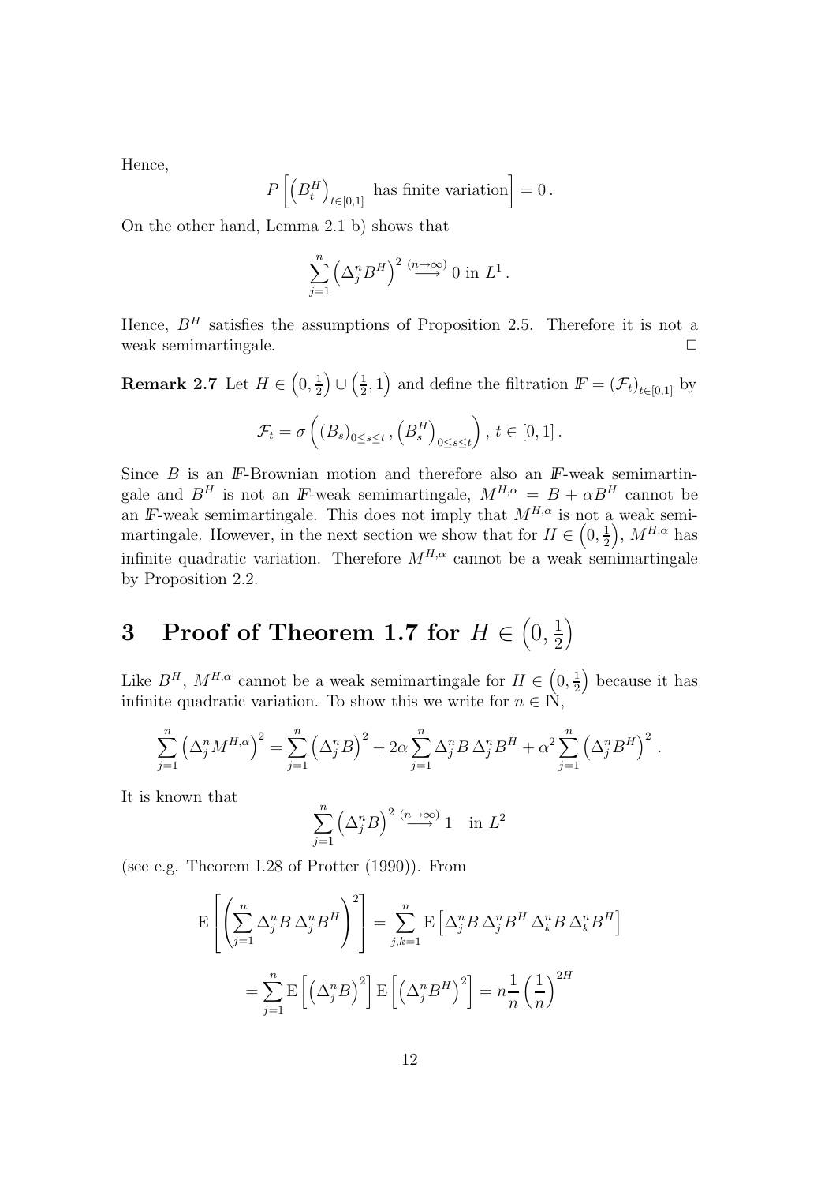Hence,

$$P\left[\left(B^H_t\right)_{t\in[0,1]} \text{ has finite variation}\right] = 0\,.$$

On the other hand, Lemma 2.1 b) shows that

$$\sum_{j=1}^n \left(\Delta^n_j B^H\right)^2 \overset{(n\to\infty)}{\longrightarrow} 0 \text{ in } L^1\,.$$

Hence, $B^H$ satisfies the assumptions of Proposition 2.5. Therefore it is not a weak semimartingale. □

**Remark 2.7** Let $H \in \left(0, \frac{1}{2}\right) \cup \left(\frac{1}{2}, 1\right)$ and define the filtration $\mathbb{F} = (\mathcal{F}_t)_{t\in[0,1]}$ by

$$\mathcal{F}_t = \sigma\left((B_s)_{0\le s\le t}\,, \left(B^H_s\right)_{0\le s\le t}\right),\, t\in[0,1]\,.$$

Since $B$ is an $\mathbb{F}$-Brownian motion and therefore also an $\mathbb{F}$-weak semimartingale and $B^H$ is not an $\mathbb{F}$-weak semimartingale, $M^{H,\alpha} = B + \alpha B^H$ cannot be an $\mathbb{F}$-weak semimartingale. This does not imply that $M^{H,\alpha}$ is not a weak semimartingale. However, in the next section we show that for $H \in \left(0, \frac{1}{2}\right)$, $M^{H,\alpha}$ has infinite quadratic variation. Therefore $M^{H,\alpha}$ cannot be a weak semimartingale by Proposition 2.2.

# 3 Proof of Theorem 1.7 for $H \in \left(0, \frac{1}{2}\right)$

Like $B^H$, $M^{H,\alpha}$ cannot be a weak semimartingale for $H \in \left(0, \frac{1}{2}\right)$ because it has infinite quadratic variation. To show this we write for $n \in \mathbb{N}$,

$$\sum_{j=1}^n \left(\Delta^n_j M^{H,\alpha}\right)^2 = \sum_{j=1}^n \left(\Delta^n_j B\right)^2 + 2\alpha \sum_{j=1}^n \Delta^n_j B\, \Delta^n_j B^H + \alpha^2 \sum_{j=1}^n \left(\Delta^n_j B^H\right)^2\,.$$

It is known that

$$\sum_{j=1}^n \left(\Delta^n_j B\right)^2 \overset{(n\to\infty)}{\longrightarrow} 1 \quad \text{in } L^2$$

(see e.g. Theorem I.28 of Protter (1990)). From

$$\mathrm{E}\left[\left(\sum_{j=1}^n \Delta^n_j B\, \Delta^n_j B^H\right)^2\right] = \sum_{j,k=1}^n \mathrm{E}\left[\Delta^n_j B\, \Delta^n_j B^H\, \Delta^n_k B\, \Delta^n_k B^H\right]$$

$$= \sum_{j=1}^n \mathrm{E}\left[\left(\Delta^n_j B\right)^2\right] \mathrm{E}\left[\left(\Delta^n_j B^H\right)^2\right] = n\frac{1}{n}\left(\frac{1}{n}\right)^{2H}$$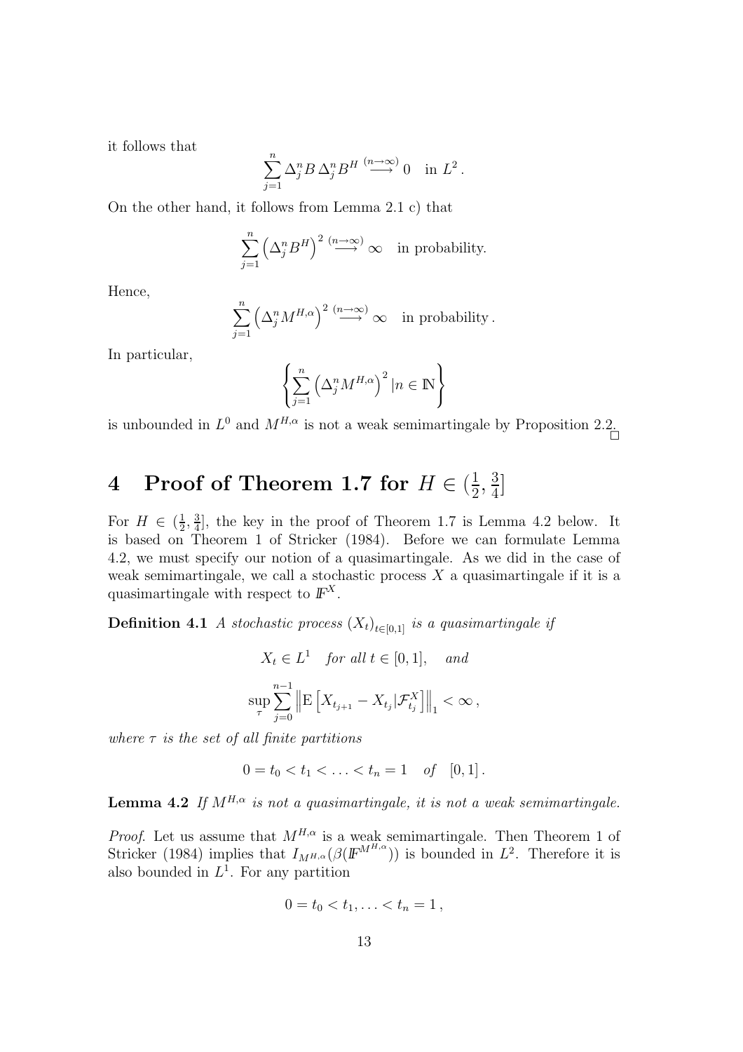it follows that

$$\sum_{j=1}^{n} \Delta_j^n B \, \Delta_j^n B^H \overset{(n\to\infty)}{\longrightarrow} 0 \quad \text{in } L^2 .$$

On the other hand, it follows from Lemma 2.1 c) that

$$\sum_{j=1}^{n} \left(\Delta_j^n B^H\right)^2 \overset{(n\to\infty)}{\longrightarrow} \infty \quad \text{in probability.}$$

Hence,

$$\sum_{j=1}^{n} \left(\Delta_j^n M^{H,\alpha}\right)^2 \overset{(n\to\infty)}{\longrightarrow} \infty \quad \text{in probability} .$$

In particular,

$$\left\{ \sum_{j=1}^{n} \left(\Delta_j^n M^{H,\alpha}\right)^2 | n \in \mathbb{N} \right\}$$

is unbounded in $L^0$ and $M^{H,\alpha}$ is not a weak semimartingale by Proposition 2.2. □

# 4 Proof of Theorem 1.7 for $H \in (\frac{1}{2}, \frac{3}{4}]$

For $H \in (\frac{1}{2}, \frac{3}{4}]$, the key in the proof of Theorem 1.7 is Lemma 4.2 below. It is based on Theorem 1 of Stricker (1984). Before we can formulate Lemma 4.2, we must specify our notion of a quasimartingale. As we did in the case of weak semimartingale, we call a stochastic process $X$ a quasimartingale if it is a quasimartingale with respect to $\mathbb{F}^X$.

**Definition 4.1** *A stochastic process $(X_t)_{t\in[0,1]}$ is a quasimartingale if*

$$X_t \in L^1 \quad \textit{for all } t \in [0,1], \quad \textit{and}$$

$$\sup_{\tau} \sum_{j=0}^{n-1} \left\| \mathrm{E}\left[ X_{t_{j+1}} - X_{t_j} | \mathcal{F}_{t_j}^X \right] \right\|_1 < \infty ,$$

*where $\tau$ is the set of all finite partitions*

$$0 = t_0 < t_1 < \ldots < t_n = 1 \quad \textit{of} \quad [0,1] .$$

**Lemma 4.2** *If $M^{H,\alpha}$ is not a quasimartingale, it is not a weak semimartingale.*

*Proof.* Let us assume that $M^{H,\alpha}$ is a weak semimartingale. Then Theorem 1 of Stricker (1984) implies that $I_{M^{H,\alpha}}(\beta(\mathbb{F}^{M^{H,\alpha}}))$ is bounded in $L^2$. Therefore it is also bounded in $L^1$. For any partition

$$0 = t_0 < t_1, \ldots < t_n = 1 ,$$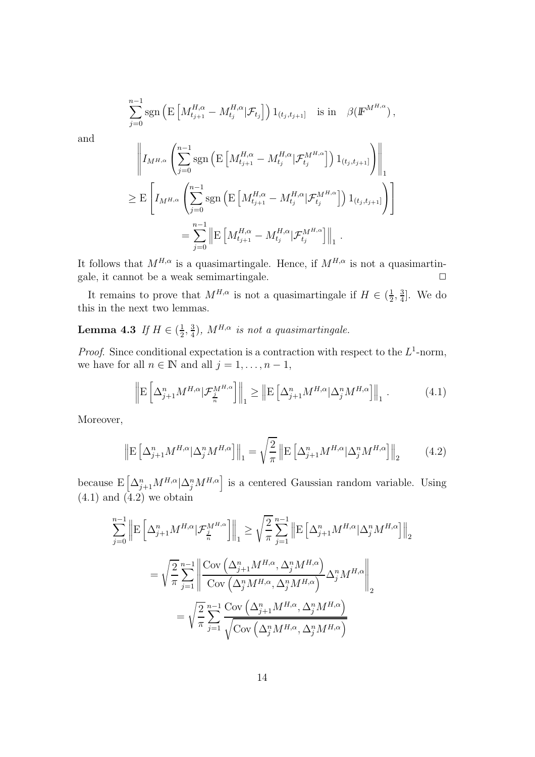$$\sum_{j=0}^{n-1} \operatorname{sgn}\left(\mathrm{E}\left[M^{H,\alpha}_{t_{j+1}} - M^{H,\alpha}_{t_j} | \mathcal{F}_{t_j}\right]\right) 1_{(t_j,t_{j+1}]} \quad \text{is in} \quad \beta(\mathbb{F}^{M^{H,\alpha}}),$$

and

$$\begin{aligned}
&\left\| I_{M^{H,\alpha}}\left(\sum_{j=0}^{n-1} \operatorname{sgn}\left(\mathrm{E}\left[M^{H,\alpha}_{t_{j+1}} - M^{H,\alpha}_{t_j} | \mathcal{F}^{M^{H,\alpha}}_{t_j}\right]\right) 1_{(t_j,t_{j+1}]}\right)\right\|_1 \\
&\geq \mathrm{E}\left[ I_{M^{H,\alpha}}\left(\sum_{j=0}^{n-1} \operatorname{sgn}\left(\mathrm{E}\left[M^{H,\alpha}_{t_{j+1}} - M^{H,\alpha}_{t_j} | \mathcal{F}^{M^{H,\alpha}}_{t_j}\right]\right) 1_{(t_j,t_{j+1}]}\right)\right] \\
&\qquad = \sum_{j=0}^{n-1} \left\| \mathrm{E}\left[M^{H,\alpha}_{t_{j+1}} - M^{H,\alpha}_{t_j} | \mathcal{F}^{M^{H,\alpha}}_{t_j}\right]\right\|_1 .
\end{aligned}$$

It follows that $M^{H,\alpha}$ is a quasimartingale. Hence, if $M^{H,\alpha}$ is not a quasimartingale, it cannot be a weak semimartingale. $\square$

It remains to prove that $M^{H,\alpha}$ is not a quasimartingale if $H \in (\frac{1}{2}, \frac{3}{4}]$. We do this in the next two lemmas.

**Lemma 4.3** *If $H \in (\frac{1}{2}, \frac{3}{4})$, $M^{H,\alpha}$ is not a quasimartingale.*

*Proof.* Since conditional expectation is a contraction with respect to the $L^1$-norm, we have for all $n \in \mathbb{N}$ and all $j = 1, \dots, n-1$,

$$\left\| \mathrm{E}\left[\Delta^n_{j+1} M^{H,\alpha} | \mathcal{F}^{M^{H,\alpha}}_{\frac{j}{n}}\right]\right\|_1 \geq \left\| \mathrm{E}\left[\Delta^n_{j+1} M^{H,\alpha} | \Delta^n_j M^{H,\alpha}\right]\right\|_1 . \tag{4.1}$$

Moreover,

$$\left\| \mathrm{E}\left[\Delta^n_{j+1} M^{H,\alpha} | \Delta^n_j M^{H,\alpha}\right]\right\|_1 = \sqrt{\frac{2}{\pi}} \left\| \mathrm{E}\left[\Delta^n_{j+1} M^{H,\alpha} | \Delta^n_j M^{H,\alpha}\right]\right\|_2 \tag{4.2}$$

because $\mathrm{E}\left[\Delta^n_{j+1} M^{H,\alpha} | \Delta^n_j M^{H,\alpha}\right]$ is a centered Gaussian random variable. Using (4.1) and (4.2) we obtain

$$\begin{aligned}
\sum_{j=0}^{n-1} \left\| \mathrm{E}\left[\Delta^n_{j+1} M^{H,\alpha} | \mathcal{F}^{M^{H,\alpha}}_{\frac{j}{n}}\right]\right\|_1 &\geq \sqrt{\frac{2}{\pi}} \sum_{j=1}^{n-1} \left\| \mathrm{E}\left[\Delta^n_{j+1} M^{H,\alpha} | \Delta^n_j M^{H,\alpha}\right]\right\|_2 \\
&= \sqrt{\frac{2}{\pi}} \sum_{j=1}^{n-1} \left\| \frac{\operatorname{Cov}\left(\Delta^n_{j+1} M^{H,\alpha}, \Delta^n_j M^{H,\alpha}\right)}{\operatorname{Cov}\left(\Delta^n_j M^{H,\alpha}, \Delta^n_j M^{H,\alpha}\right)} \Delta^n_j M^{H,\alpha} \right\|_2 \\
&= \sqrt{\frac{2}{\pi}} \sum_{j=1}^{n-1} \frac{\operatorname{Cov}\left(\Delta^n_{j+1} M^{H,\alpha}, \Delta^n_j M^{H,\alpha}\right)}{\sqrt{\operatorname{Cov}\left(\Delta^n_j M^{H,\alpha}, \Delta^n_j M^{H,\alpha}\right)}}
\end{aligned}$$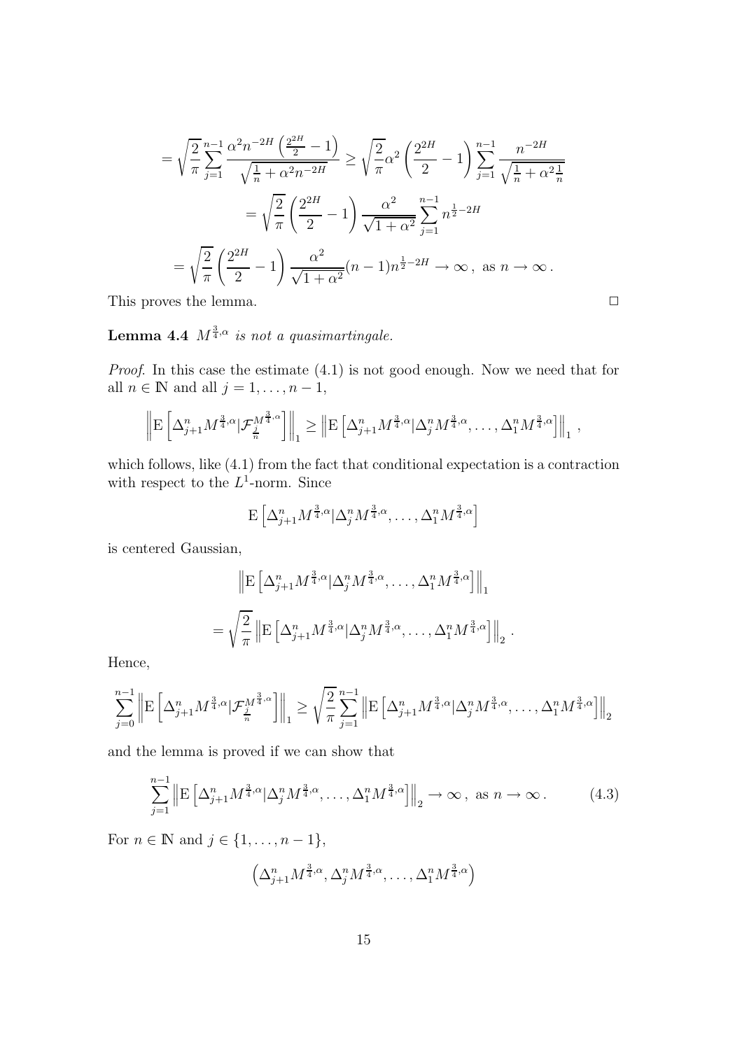$$= \sqrt{\frac{2}{\pi}} \sum_{j=1}^{n-1} \frac{\alpha^2 n^{-2H} \left(\frac{2^{2H}}{2} - 1\right)}{\sqrt{\frac{1}{n} + \alpha^2 n^{-2H}}} \geq \sqrt{\frac{2}{\pi}} \alpha^2 \left(\frac{2^{2H}}{2} - 1\right) \sum_{j=1}^{n-1} \frac{n^{-2H}}{\sqrt{\frac{1}{n} + \alpha^2 \frac{1}{n}}}$$

$$= \sqrt{\frac{2}{\pi}} \left(\frac{2^{2H}}{2} - 1\right) \frac{\alpha^2}{\sqrt{1+\alpha^2}} \sum_{j=1}^{n-1} n^{\frac{1}{2}-2H}$$

$$= \sqrt{\frac{2}{\pi}} \left(\frac{2^{2H}}{2} - 1\right) \frac{\alpha^2}{\sqrt{1+\alpha^2}} (n-1) n^{\frac{1}{2}-2H} \to \infty \,, \text{ as } n \to \infty \,.$$

This proves the lemma. $\square$

**Lemma 4.4** *$M^{\frac{3}{4},\alpha}$ is not a quasimartingale.*

*Proof*. In this case the estimate (4.1) is not good enough. Now we need that for all $n \in \mathbb{N}$ and all $j = 1, \ldots, n-1$,

$$\left\| \mathrm{E}\left[ \Delta_{j+1}^n M^{\frac{3}{4},\alpha} | \mathcal{F}_{\frac{j}{n}}^{M^{\frac{3}{4},\alpha}} \right] \right\|_1 \geq \left\| \mathrm{E}\left[ \Delta_{j+1}^n M^{\frac{3}{4},\alpha} | \Delta_j^n M^{\frac{3}{4},\alpha}, \ldots, \Delta_1^n M^{\frac{3}{4},\alpha} \right] \right\|_1 ,$$

which follows, like (4.1) from the fact that conditional expectation is a contraction with respect to the $L^1$-norm. Since

$$\mathrm{E}\left[ \Delta_{j+1}^n M^{\frac{3}{4},\alpha} | \Delta_j^n M^{\frac{3}{4},\alpha}, \ldots, \Delta_1^n M^{\frac{3}{4},\alpha} \right]$$

is centered Gaussian,

$$\left\| \mathrm{E}\left[ \Delta_{j+1}^n M^{\frac{3}{4},\alpha} | \Delta_j^n M^{\frac{3}{4},\alpha}, \ldots, \Delta_1^n M^{\frac{3}{4},\alpha} \right] \right\|_1$$

$$= \sqrt{\frac{2}{\pi}} \left\| \mathrm{E}\left[ \Delta_{j+1}^n M^{\frac{3}{4},\alpha} | \Delta_j^n M^{\frac{3}{4},\alpha}, \ldots, \Delta_1^n M^{\frac{3}{4},\alpha} \right] \right\|_2 .$$

Hence,

$$\sum_{j=0}^{n-1} \left\| \mathrm{E}\left[ \Delta_{j+1}^n M^{\frac{3}{4},\alpha} | \mathcal{F}_{\frac{j}{n}}^{M^{\frac{3}{4},\alpha}} \right] \right\|_1 \geq \sqrt{\frac{2}{\pi}} \sum_{j=1}^{n-1} \left\| \mathrm{E}\left[ \Delta_{j+1}^n M^{\frac{3}{4},\alpha} | \Delta_j^n M^{\frac{3}{4},\alpha}, \ldots, \Delta_1^n M^{\frac{3}{4},\alpha} \right] \right\|_2$$

and the lemma is proved if we can show that

$$\sum_{j=1}^{n-1} \left\| \mathrm{E}\left[ \Delta_{j+1}^n M^{\frac{3}{4},\alpha} | \Delta_j^n M^{\frac{3}{4},\alpha}, \ldots, \Delta_1^n M^{\frac{3}{4},\alpha} \right] \right\|_2 \to \infty \,, \text{ as } n \to \infty \,. \tag{4.3}$$

For $n \in \mathbb{N}$ and $j \in \{1, \ldots, n-1\}$,

$$\left( \Delta_{j+1}^n M^{\frac{3}{4},\alpha}, \Delta_j^n M^{\frac{3}{4},\alpha}, \ldots, \Delta_1^n M^{\frac{3}{4},\alpha} \right)$$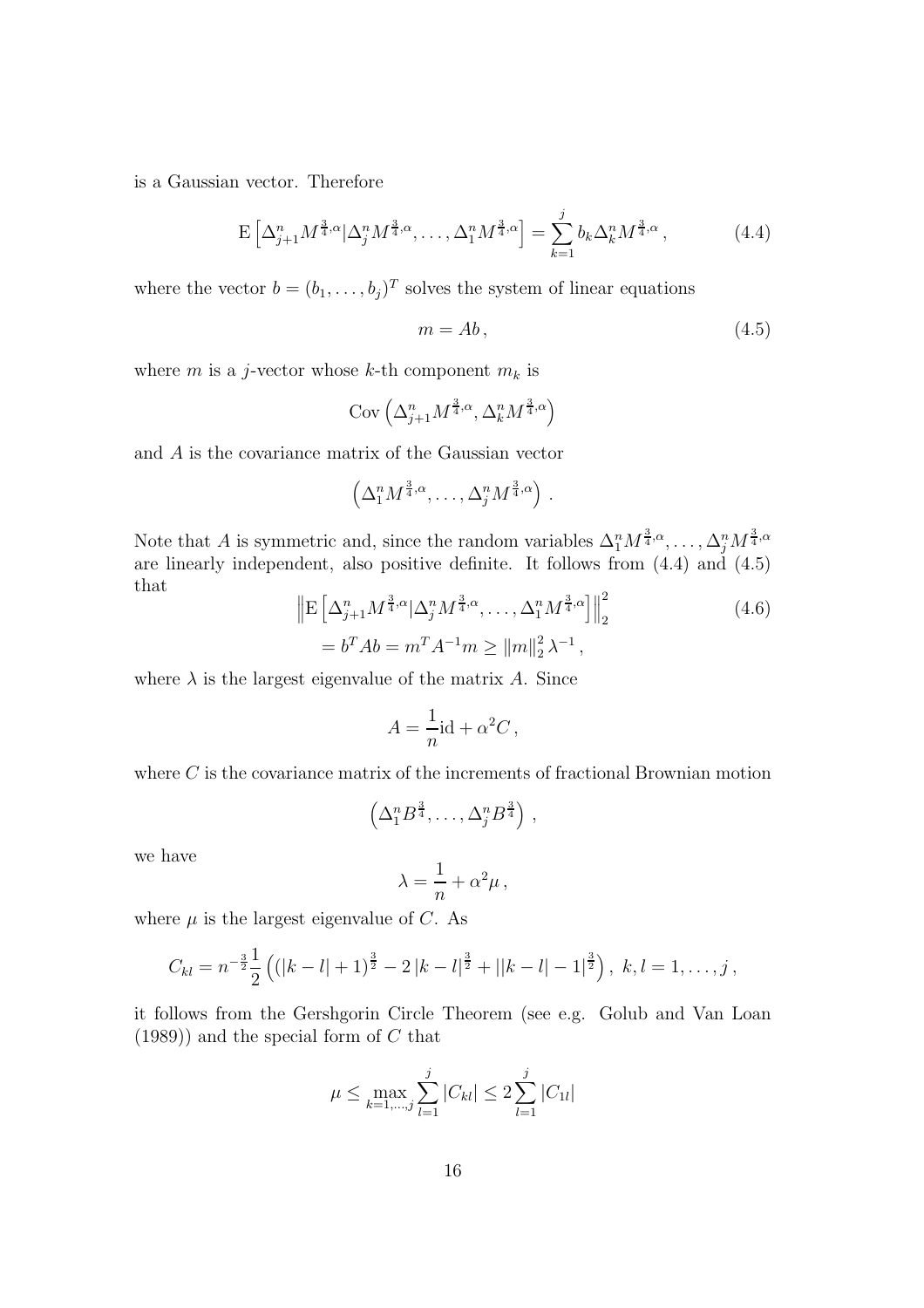is a Gaussian vector. Therefore

$$\mathrm{E}\left[\Delta_{j+1}^n M^{\frac{3}{4},\alpha} | \Delta_j^n M^{\frac{3}{4},\alpha}, \ldots, \Delta_1^n M^{\frac{3}{4},\alpha}\right] = \sum_{k=1}^{j} b_k \Delta_k^n M^{\frac{3}{4},\alpha}, \tag{4.4}$$

where the vector $b = (b_1, \ldots, b_j)^T$ solves the system of linear equations

$$m = Ab, \tag{4.5}$$

where $m$ is a $j$-vector whose $k$-th component $m_k$ is

$$\mathrm{Cov}\left(\Delta_{j+1}^n M^{\frac{3}{4},\alpha}, \Delta_k^n M^{\frac{3}{4},\alpha}\right)$$

and $A$ is the covariance matrix of the Gaussian vector

$$\left(\Delta_1^n M^{\frac{3}{4},\alpha}, \ldots, \Delta_j^n M^{\frac{3}{4},\alpha}\right).$$

Note that $A$ is symmetric and, since the random variables $\Delta_1^n M^{\frac{3}{4},\alpha}, \ldots, \Delta_j^n M^{\frac{3}{4},\alpha}$ are linearly independent, also positive definite. It follows from (4.4) and (4.5) that

$$\begin{aligned} &\left\| \mathrm{E}\left[\Delta_{j+1}^n M^{\frac{3}{4},\alpha} | \Delta_j^n M^{\frac{3}{4},\alpha}, \ldots, \Delta_1^n M^{\frac{3}{4},\alpha}\right] \right\|_2^2 \\ &= b^T A b = m^T A^{-1} m \geq \|m\|_2^2 \, \lambda^{-1}, \end{aligned} \tag{4.6}$$

where $\lambda$ is the largest eigenvalue of the matrix $A$. Since

$$A = \frac{1}{n}\mathrm{id} + \alpha^2 C,$$

where $C$ is the covariance matrix of the increments of fractional Brownian motion

$$\left(\Delta_1^n B^{\frac{3}{4}}, \ldots, \Delta_j^n B^{\frac{3}{4}}\right),$$

we have

$$\lambda = \frac{1}{n} + \alpha^2 \mu,$$

where $\mu$ is the largest eigenvalue of $C$. As

$$C_{kl} = n^{-\frac{3}{2}} \frac{1}{2}\left((|k-l|+1)^{\frac{3}{2}} - 2\,|k-l|^{\frac{3}{2}} + ||k-l|-1|^{\frac{3}{2}}\right), \; k, l = 1, \ldots, j,$$

it follows from the Gershgorin Circle Theorem (see e.g. Golub and Van Loan (1989)) and the special form of $C$ that

$$\mu \leq \max_{k=1,\ldots,j} \sum_{l=1}^{j} |C_{kl}| \leq 2 \sum_{l=1}^{j} |C_{1l}|$$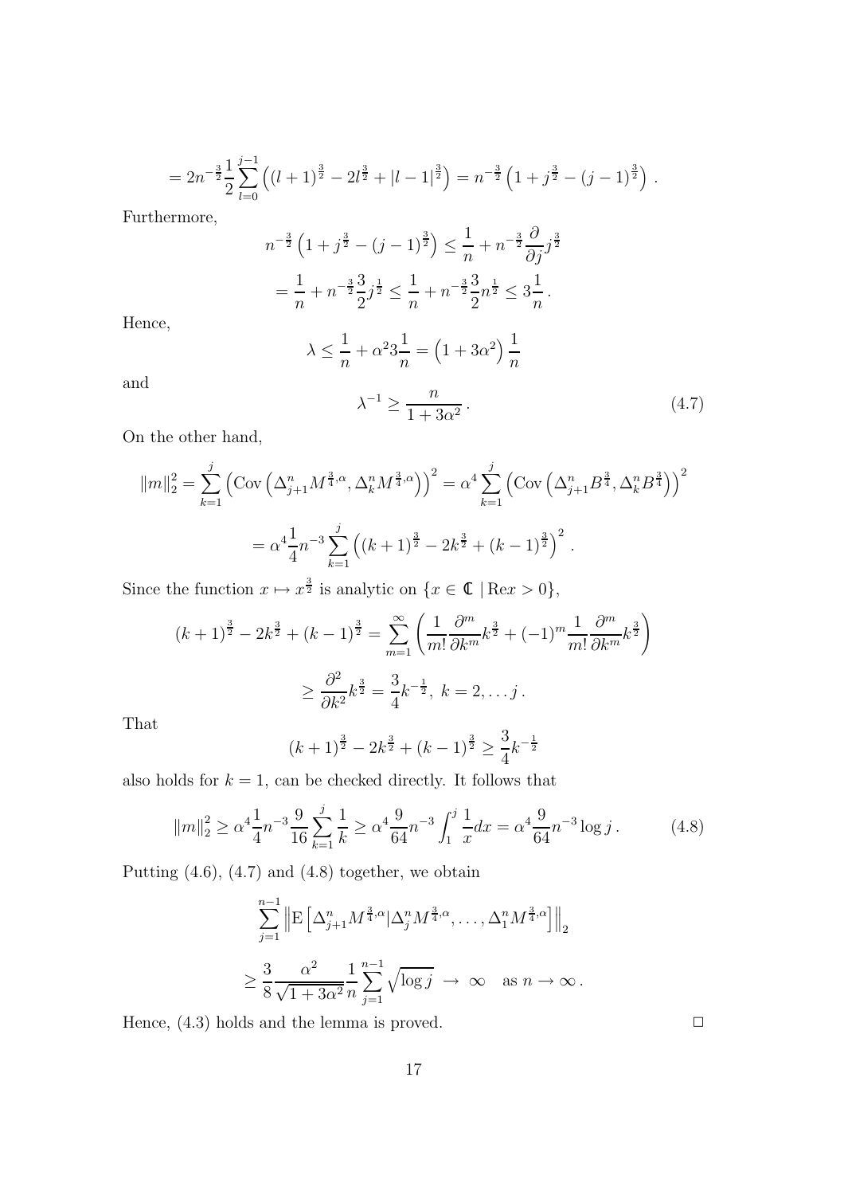$$= 2n^{-\frac{3}{2}} \frac{1}{2} \sum_{l=0}^{j-1} \left( (l+1)^{\frac{3}{2}} - 2l^{\frac{3}{2}} + |l-1|^{\frac{3}{2}} \right) = n^{-\frac{3}{2}} \left( 1 + j^{\frac{3}{2}} - (j-1)^{\frac{3}{2}} \right) .$$

Furthermore,

$$n^{-\frac{3}{2}} \left( 1 + j^{\frac{3}{2}} - (j-1)^{\frac{3}{2}} \right) \leq \frac{1}{n} + n^{-\frac{3}{2}} \frac{\partial}{\partial j} j^{\frac{3}{2}}$$

$$= \frac{1}{n} + n^{-\frac{3}{2}} \frac{3}{2} j^{\frac{1}{2}} \leq \frac{1}{n} + n^{-\frac{3}{2}} \frac{3}{2} n^{\frac{1}{2}} \leq 3 \frac{1}{n} .$$

Hence,

$$\lambda \leq \frac{1}{n} + \alpha^2 3 \frac{1}{n} = \left( 1 + 3\alpha^2 \right) \frac{1}{n}$$

and

$$\lambda^{-1} \geq \frac{n}{1 + 3\alpha^2} . \tag{4.7}$$

On the other hand,

$$\|m\|_2^2 = \sum_{k=1}^{j} \left( \mathrm{Cov}\left( \Delta_{j+1}^n M^{\frac{3}{4},\alpha}, \Delta_k^n M^{\frac{3}{4},\alpha} \right) \right)^2 = \alpha^4 \sum_{k=1}^{j} \left( \mathrm{Cov}\left( \Delta_{j+1}^n B^{\frac{3}{4}}, \Delta_k^n B^{\frac{3}{4}} \right) \right)^2$$

$$= \alpha^4 \frac{1}{4} n^{-3} \sum_{k=1}^{j} \left( (k+1)^{\frac{3}{2}} - 2k^{\frac{3}{2}} + (k-1)^{\frac{3}{2}} \right)^2 .$$

Since the function $x \mapsto x^{\frac{3}{2}}$ is analytic on $\{x \in \mathbb{C} \mid \mathrm{Re} x > 0\}$,

$$(k+1)^{\frac{3}{2}} - 2k^{\frac{3}{2}} + (k-1)^{\frac{3}{2}} = \sum_{m=1}^{\infty} \left( \frac{1}{m!} \frac{\partial^m}{\partial k^m} k^{\frac{3}{2}} + (-1)^m \frac{1}{m!} \frac{\partial^m}{\partial k^m} k^{\frac{3}{2}} \right)$$

$$\geq \frac{\partial^2}{\partial k^2} k^{\frac{3}{2}} = \frac{3}{4} k^{-\frac{1}{2}}, \ k = 2, \dots j .$$

That

$$(k+1)^{\frac{3}{2}} - 2k^{\frac{3}{2}} + (k-1)^{\frac{3}{2}} \geq \frac{3}{4} k^{-\frac{1}{2}}$$

also holds for $k = 1$, can be checked directly. It follows that

$$\|m\|_2^2 \geq \alpha^4 \frac{1}{4} n^{-3} \frac{9}{16} \sum_{k=1}^{j} \frac{1}{k} \geq \alpha^4 \frac{9}{64} n^{-3} \int_1^j \frac{1}{x} dx = \alpha^4 \frac{9}{64} n^{-3} \log j . \tag{4.8}$$

Putting (4.6), (4.7) and (4.8) together, we obtain

$$\sum_{j=1}^{n-1} \left\| \mathrm{E}\left[ \Delta_{j+1}^n M^{\frac{3}{4},\alpha} | \Delta_j^n M^{\frac{3}{4},\alpha}, \dots, \Delta_1^n M^{\frac{3}{4},\alpha} \right] \right\|_2$$

$$\geq \frac{3}{8} \frac{\alpha^2}{\sqrt{1 + 3\alpha^2}} \frac{1}{n} \sum_{j=1}^{n-1} \sqrt{\log j} \ \to \ \infty \quad \text{as } n \to \infty .$$

Hence, (4.3) holds and the lemma is proved. □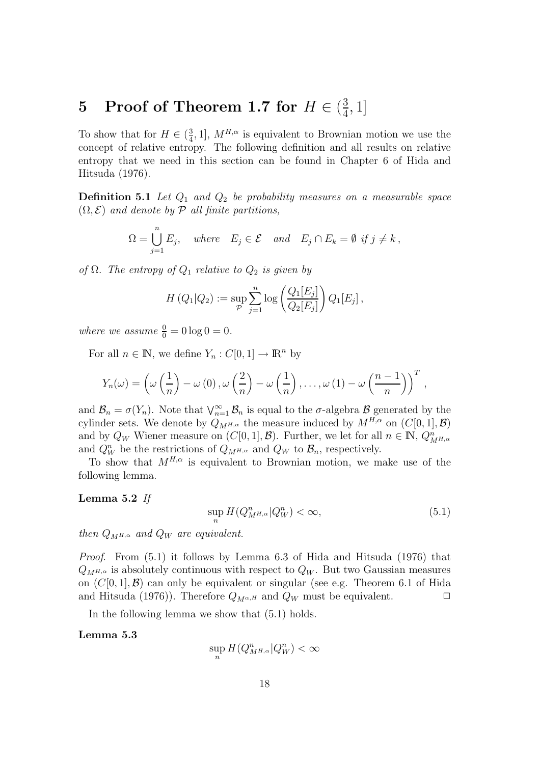# 5 Proof of Theorem 1.7 for $H \in (\frac{3}{4}, 1]$

To show that for $H \in (\frac{3}{4}, 1]$, $M^{H,\alpha}$ is equivalent to Brownian motion we use the concept of relative entropy. The following definition and all results on relative entropy that we need in this section can be found in Chapter 6 of Hida and Hitsuda (1976).

**Definition 5.1** *Let $Q_1$ and $Q_2$ be probability measures on a measurable space $(\Omega, \mathcal{E})$ and denote by $\mathcal{P}$ all finite partitions,*

$$\Omega = \bigcup_{j=1}^{n} E_j, \quad \text{where} \quad E_j \in \mathcal{E} \quad \text{and} \quad E_j \cap E_k = \emptyset \text{ if } j \neq k\,,$$

*of $\Omega$. The entropy of $Q_1$ relative to $Q_2$ is given by*

$$H\left(Q_1 | Q_2\right) := \sup_{\mathcal{P}} \sum_{j=1}^{n} \log\left(\frac{Q_1[E_j]}{Q_2[E_j]}\right) Q_1[E_j]\,,$$

*where we assume $\frac{0}{0} = 0 \log 0 = 0$.*

For all $n \in \mathbb{N}$, we define $Y_n : C[0,1] \to \mathbb{R}^n$ by

$$Y_n(\omega) = \left(\omega\left(\frac{1}{n}\right) - \omega\left(0\right), \omega\left(\frac{2}{n}\right) - \omega\left(\frac{1}{n}\right), \ldots, \omega\left(1\right) - \omega\left(\frac{n-1}{n}\right)\right)^T,$$

and $\mathcal{B}_n = \sigma(Y_n)$. Note that $\bigvee_{n=1}^{\infty} \mathcal{B}_n$ is equal to the $\sigma$-algebra $\mathcal{B}$ generated by the cylinder sets. We denote by $Q_{M^{H,\alpha}}$ the measure induced by $M^{H,\alpha}$ on $(C[0,1], \mathcal{B})$ and by $Q_W$ Wiener measure on $(C[0,1], \mathcal{B})$. Further, we let for all $n \in \mathbb{N}$, $Q^n_{M^{H,\alpha}}$ and $Q^n_W$ be the restrictions of $Q_{M^{H,\alpha}}$ and $Q_W$ to $\mathcal{B}_n$, respectively.

To show that $M^{H,\alpha}$ is equivalent to Brownian motion, we make use of the following lemma.

**Lemma 5.2** *If*

$$\sup_n H(Q^n_{M^{H,\alpha}} | Q^n_W) < \infty, \tag{5.1}$$

*then $Q_{M^{H,\alpha}}$ and $Q_W$ are equivalent.*

*Proof.* From (5.1) it follows by Lemma 6.3 of Hida and Hitsuda (1976) that $Q_{M^{H,\alpha}}$ is absolutely continuous with respect to $Q_W$. But two Gaussian measures on $(C[0,1], \mathcal{B})$ can only be equivalent or singular (see e.g. Theorem 6.1 of Hida and Hitsuda (1976)). Therefore $Q_{M^{\alpha,H}}$ and $Q_W$ must be equivalent. □

In the following lemma we show that (5.1) holds.

**Lemma 5.3**

$$\sup_n H(Q^n_{M^{H,\alpha}} | Q^n_W) < \infty$$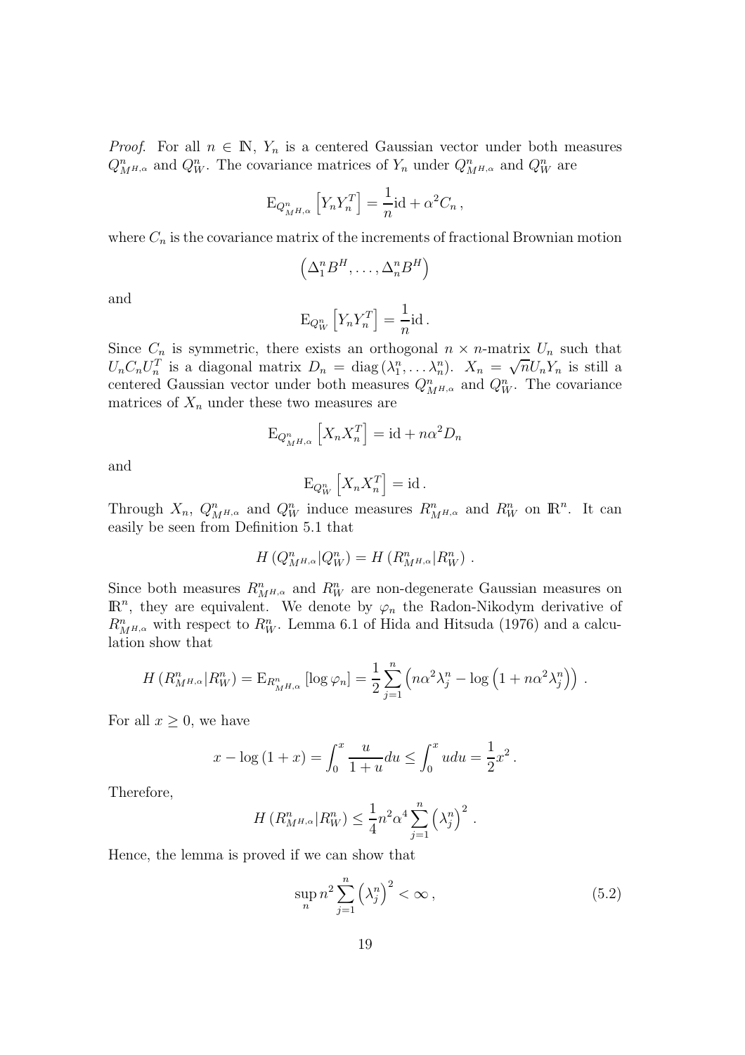*Proof.* For all $n \in \mathbb{N}$, $Y_n$ is a centered Gaussian vector under both measures $Q^n_{M^{H,\alpha}}$ and $Q^n_W$. The covariance matrices of $Y_n$ under $Q^n_{M^{H,\alpha}}$ and $Q^n_W$ are

$$\mathrm{E}_{Q^n_{M^{H,\alpha}}}\left[Y_n Y_n^T\right] = \frac{1}{n}\mathrm{id} + \alpha^2 C_n \,,$$

where $C_n$ is the covariance matrix of the increments of fractional Brownian motion

$$\left(\Delta^n_1 B^H, \ldots, \Delta^n_n B^H\right)$$

and

$$\mathrm{E}_{Q^n_W}\left[Y_n Y_n^T\right] = \frac{1}{n}\mathrm{id} \,.$$

Since $C_n$ is symmetric, there exists an orthogonal $n \times n$-matrix $U_n$ such that $U_n C_n U_n^T$ is a diagonal matrix $D_n = \mathrm{diag}\left(\lambda^n_1, \ldots \lambda^n_n\right)$. $X_n = \sqrt{n} U_n Y_n$ is still a centered Gaussian vector under both measures $Q^n_{M^{H,\alpha}}$ and $Q^n_W$. The covariance matrices of $X_n$ under these two measures are

$$\mathrm{E}_{Q^n_{M^{H,\alpha}}}\left[X_n X_n^T\right] = \mathrm{id} + n\alpha^2 D_n$$

and

$$\mathrm{E}_{Q^n_W}\left[X_n X_n^T\right] = \mathrm{id} \,.$$

Through $X_n$, $Q^n_{M^{H,\alpha}}$ and $Q^n_W$ induce measures $R^n_{M^{H,\alpha}}$ and $R^n_W$ on $\mathbb{R}^n$. It can easily be seen from Definition 5.1 that

$$H\left(Q^n_{M^{H,\alpha}} | Q^n_W\right) = H\left(R^n_{M^{H,\alpha}} | R^n_W\right) \,.$$

Since both measures $R^n_{M^{H,\alpha}}$ and $R^n_W$ are non-degenerate Gaussian measures on $\mathbb{R}^n$, they are equivalent. We denote by $\varphi_n$ the Radon-Nikodym derivative of $R^n_{M^{H,\alpha}}$ with respect to $R^n_W$. Lemma 6.1 of Hida and Hitsuda (1976) and a calculation show that

$$H\left(R^n_{M^{H,\alpha}} | R^n_W\right) = \mathrm{E}_{R^n_{M^{H,\alpha}}}\left[\log \varphi_n\right] = \frac{1}{2}\sum_{j=1}^n \left(n\alpha^2 \lambda^n_j - \log\left(1 + n\alpha^2 \lambda^n_j\right)\right) \,.$$

For all $x \geq 0$, we have

$$x - \log\left(1 + x\right) = \int_0^x \frac{u}{1+u} du \leq \int_0^x u du = \frac{1}{2}x^2 \,.$$

Therefore,

$$H\left(R^n_{M^{H,\alpha}} | R^n_W\right) \leq \frac{1}{4} n^2 \alpha^4 \sum_{j=1}^n \left(\lambda^n_j\right)^2 \,.$$

Hence, the lemma is proved if we can show that

$$\sup_n n^2 \sum_{j=1}^n \left(\lambda^n_j\right)^2 < \infty \,, \tag{5.2}$$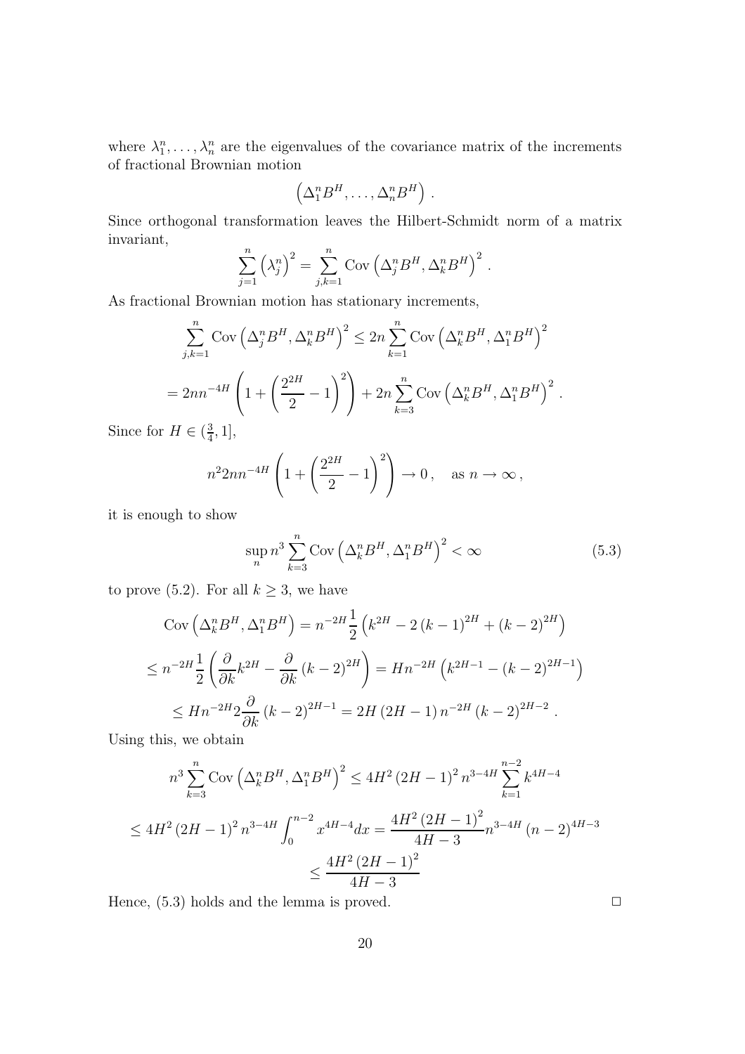where $\lambda_1^n, \ldots, \lambda_n^n$ are the eigenvalues of the covariance matrix of the increments of fractional Brownian motion

$$\left(\Delta_1^n B^H, \ldots, \Delta_n^n B^H\right) .$$

Since orthogonal transformation leaves the Hilbert-Schmidt norm of a matrix invariant,

$$\sum_{j=1}^{n} \left(\lambda_j^n\right)^2 = \sum_{j,k=1}^{n} \operatorname{Cov}\left(\Delta_j^n B^H, \Delta_k^n B^H\right)^2 .$$

As fractional Brownian motion has stationary increments,

$$\sum_{j,k=1}^{n} \operatorname{Cov}\left(\Delta_j^n B^H, \Delta_k^n B^H\right)^2 \leq 2n \sum_{k=1}^{n} \operatorname{Cov}\left(\Delta_k^n B^H, \Delta_1^n B^H\right)^2$$

$$= 2nn^{-4H}\left(1 + \left(\frac{2^{2H}}{2} - 1\right)^2\right) + 2n \sum_{k=3}^{n} \operatorname{Cov}\left(\Delta_k^n B^H, \Delta_1^n B^H\right)^2 .$$

Since for $H \in (\frac{3}{4}, 1]$,

$$n^2 2nn^{-4H}\left(1 + \left(\frac{2^{2H}}{2} - 1\right)^2\right) \to 0\,, \quad \text{as } n \to \infty\,,$$

it is enough to show

$$\sup_n n^3 \sum_{k=3}^{n} \operatorname{Cov}\left(\Delta_k^n B^H, \Delta_1^n B^H\right)^2 < \infty \tag{5.3}$$

to prove (5.2). For all $k \geq 3$, we have

$$\operatorname{Cov}\left(\Delta_k^n B^H, \Delta_1^n B^H\right) = n^{-2H}\frac{1}{2}\left(k^{2H} - 2\left(k-1\right)^{2H} + \left(k-2\right)^{2H}\right)$$

$$\leq n^{-2H}\frac{1}{2}\left(\frac{\partial}{\partial k}k^{2H} - \frac{\partial}{\partial k}\left(k-2\right)^{2H}\right) = Hn^{-2H}\left(k^{2H-1} - \left(k-2\right)^{2H-1}\right)$$

$$\leq Hn^{-2H}2\frac{\partial}{\partial k}\left(k-2\right)^{2H-1} = 2H\left(2H-1\right)n^{-2H}\left(k-2\right)^{2H-2} .$$

Using this, we obtain

$$n^3 \sum_{k=3}^{n} \operatorname{Cov}\left(\Delta_k^n B^H, \Delta_1^n B^H\right)^2 \leq 4H^2\left(2H-1\right)^2 n^{3-4H} \sum_{k=1}^{n-2} k^{4H-4}$$

$$\leq 4H^2\left(2H-1\right)^2 n^{3-4H} \int_0^{n-2} x^{4H-4}dx = \frac{4H^2\left(2H-1\right)^2}{4H-3} n^{3-4H}\left(n-2\right)^{4H-3}$$

$$\leq \frac{4H^2\left(2H-1\right)^2}{4H-3}$$

Hence, (5.3) holds and the lemma is proved. □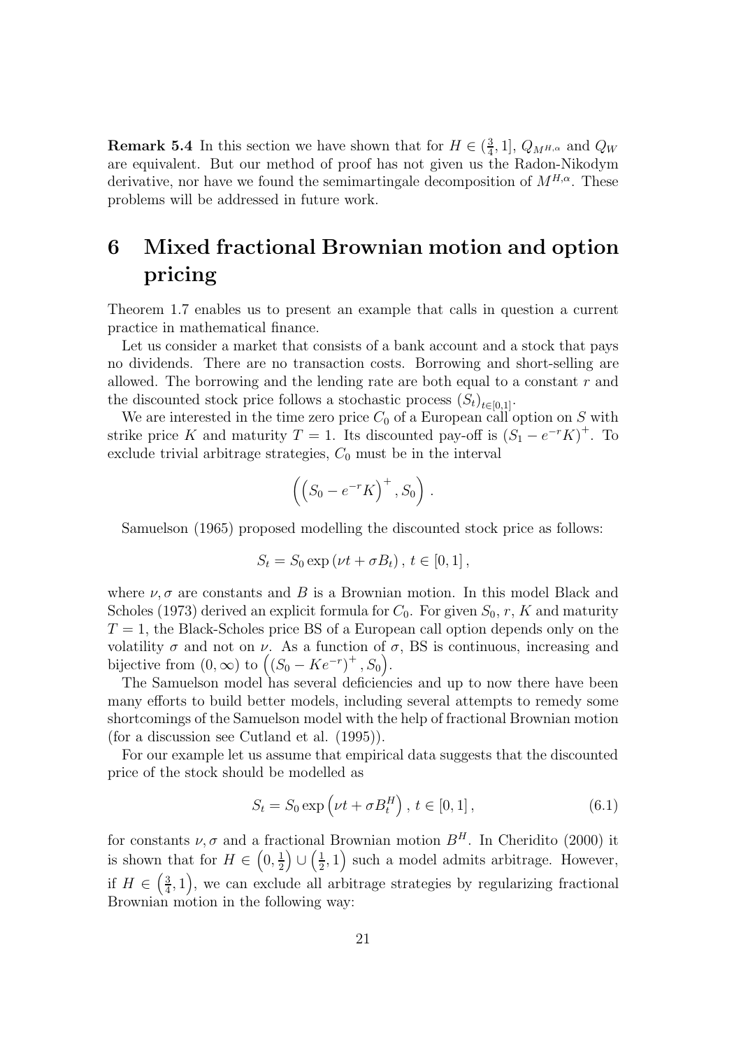**Remark 5.4** In this section we have shown that for $H \in (\frac{3}{4}, 1]$, $Q_{M^{H,\alpha}}$ and $Q_W$ are equivalent. But our method of proof has not given us the Radon-Nikodym derivative, nor have we found the semimartingale decomposition of $M^{H,\alpha}$. These problems will be addressed in future work.

# 6 Mixed fractional Brownian motion and option pricing

Theorem 1.7 enables us to present an example that calls in question a current practice in mathematical finance.

Let us consider a market that consists of a bank account and a stock that pays no dividends. There are no transaction costs. Borrowing and short-selling are allowed. The borrowing and the lending rate are both equal to a constant $r$ and the discounted stock price follows a stochastic process $(S_t)_{t \in [0,1]}$.

We are interested in the time zero price $C_0$ of a European call option on $S$ with strike price $K$ and maturity $T = 1$. Its discounted pay-off is $(S_1 - e^{-r}K)^+$. To exclude trivial arbitrage strategies, $C_0$ must be in the interval

$$\left( \left( S_0 - e^{-r}K \right)^+ , S_0 \right) .$$

Samuelson (1965) proposed modelling the discounted stock price as follows:

$$S_t = S_0 \exp\left(\nu t + \sigma B_t\right), \, t \in [0,1] ,$$

where $\nu, \sigma$ are constants and $B$ is a Brownian motion. In this model Black and Scholes (1973) derived an explicit formula for $C_0$. For given $S_0$, $r$, $K$ and maturity $T = 1$, the Black-Scholes price BS of a European call option depends only on the volatility $\sigma$ and not on $\nu$. As a function of $\sigma$, BS is continuous, increasing and bijective from $(0, \infty)$ to $\left( (S_0 - Ke^{-r})^+ , S_0 \right)$.

The Samuelson model has several deficiencies and up to now there have been many efforts to build better models, including several attempts to remedy some shortcomings of the Samuelson model with the help of fractional Brownian motion (for a discussion see Cutland et al. (1995)).

For our example let us assume that empirical data suggests that the discounted price of the stock should be modelled as

$$S_t = S_0 \exp\left(\nu t + \sigma B^H_t\right), \, t \in [0,1] , \tag{6.1}$$

for constants $\nu, \sigma$ and a fractional Brownian motion $B^H$. In Cheridito (2000) it is shown that for $H \in \left(0, \frac{1}{2}\right) \cup \left(\frac{1}{2}, 1\right)$ such a model admits arbitrage. However, if $H \in \left(\frac{3}{4}, 1\right)$, we can exclude all arbitrage strategies by regularizing fractional Brownian motion in the following way: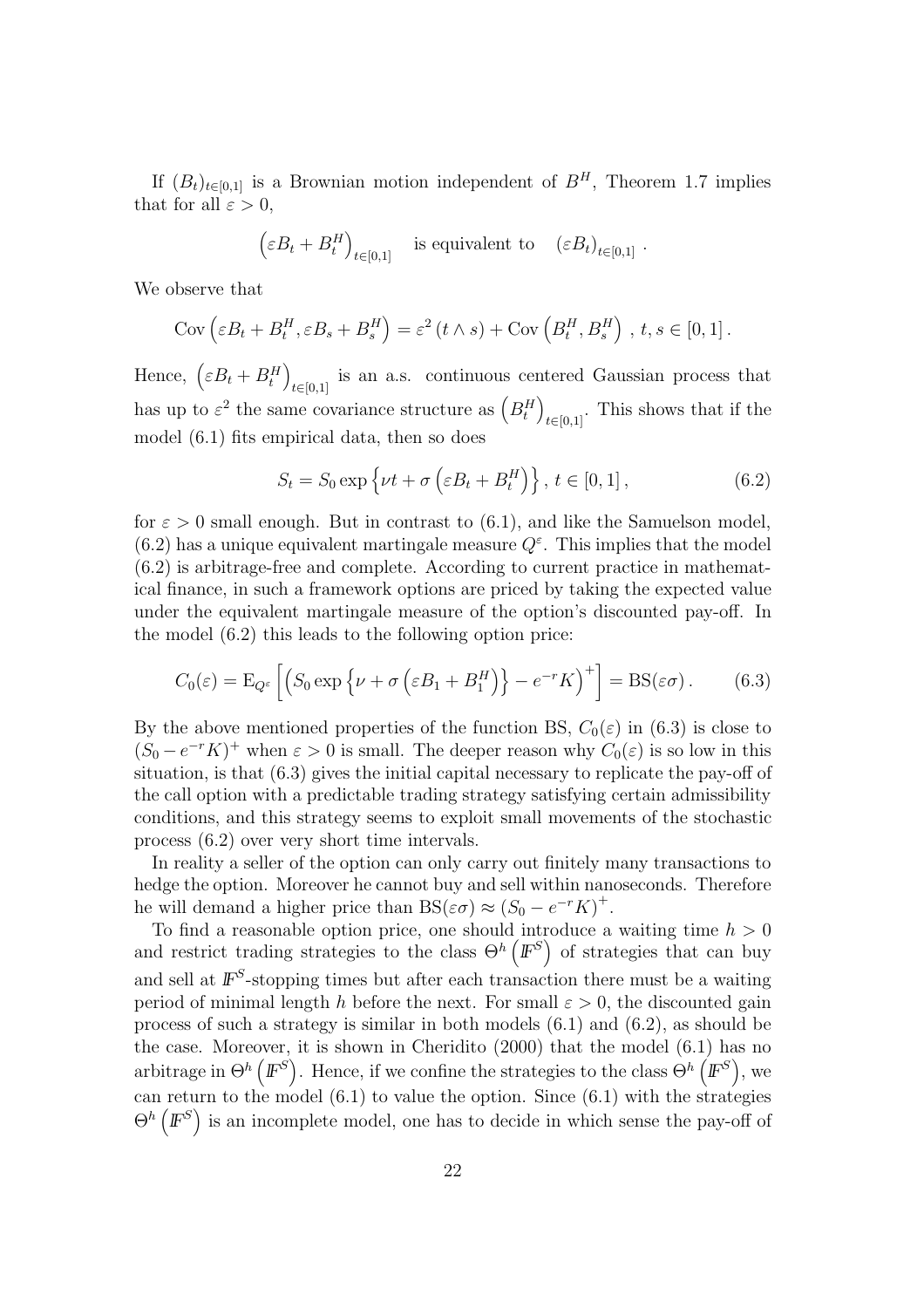If $(B_t)_{t \in [0,1]}$ is a Brownian motion independent of $B^H$, Theorem 1.7 implies that for all $\varepsilon > 0$,

$$\left(\varepsilon B_t + B_t^H\right)_{t \in [0,1]} \quad \text{is equivalent to} \quad (\varepsilon B_t)_{t \in [0,1]} \, .$$

We observe that

$$\operatorname{Cov}\left(\varepsilon B_t + B_t^H, \varepsilon B_s + B_s^H\right) = \varepsilon^2 \left(t \wedge s\right) + \operatorname{Cov}\left(B_t^H, B_s^H\right) \, , \, t, s \in [0,1] \, .$$

Hence, $\left(\varepsilon B_t + B_t^H\right)_{t \in [0,1]}$ is an a.s. continuous centered Gaussian process that has up to $\varepsilon^2$ the same covariance structure as $\left(B_t^H\right)_{t \in [0,1]}$. This shows that if the model (6.1) fits empirical data, then so does

$$S_t = S_0 \exp\left\{\nu t + \sigma\left(\varepsilon B_t + B_t^H\right)\right\} , \, t \in [0,1] \, , \tag{6.2}$$

for $\varepsilon > 0$ small enough. But in contrast to (6.1), and like the Samuelson model, (6.2) has a unique equivalent martingale measure $Q^\varepsilon$. This implies that the model (6.2) is arbitrage-free and complete. According to current practice in mathematical finance, in such a framework options are priced by taking the expected value under the equivalent martingale measure of the option's discounted pay-off. In the model (6.2) this leads to the following option price:

$$C_0(\varepsilon) = \operatorname{E}_{Q^\varepsilon}\left[\left(S_0 \exp\left\{\nu + \sigma\left(\varepsilon B_1 + B_1^H\right)\right\} - e^{-r} K\right)^+\right] = \operatorname{BS}(\varepsilon\sigma) \, . \tag{6.3}$$

By the above mentioned properties of the function BS, $C_0(\varepsilon)$ in (6.3) is close to $(S_0 - e^{-r}K)^+$ when $\varepsilon > 0$ is small. The deeper reason why $C_0(\varepsilon)$ is so low in this situation, is that (6.3) gives the initial capital necessary to replicate the pay-off of the call option with a predictable trading strategy satisfying certain admissibility conditions, and this strategy seems to exploit small movements of the stochastic process (6.2) over very short time intervals.

In reality a seller of the option can only carry out finitely many transactions to hedge the option. Moreover he cannot buy and sell within nanoseconds. Therefore he will demand a higher price than $\operatorname{BS}(\varepsilon\sigma) \approx (S_0 - e^{-r}K)^+$.

To find a reasonable option price, one should introduce a waiting time $h > 0$ and restrict trading strategies to the class $\Theta^h\left(\mathbb{F}^S\right)$ of strategies that can buy and sell at $\mathbb{F}^S$-stopping times but after each transaction there must be a waiting period of minimal length $h$ before the next. For small $\varepsilon > 0$, the discounted gain process of such a strategy is similar in both models (6.1) and (6.2), as should be the case. Moreover, it is shown in Cheridito (2000) that the model (6.1) has no arbitrage in $\Theta^h\left(\mathbb{F}^S\right)$. Hence, if we confine the strategies to the class $\Theta^h\left(\mathbb{F}^S\right)$, we can return to the model (6.1) to value the option. Since (6.1) with the strategies $\Theta^h\left(\mathbb{F}^S\right)$ is an incomplete model, one has to decide in which sense the pay-off of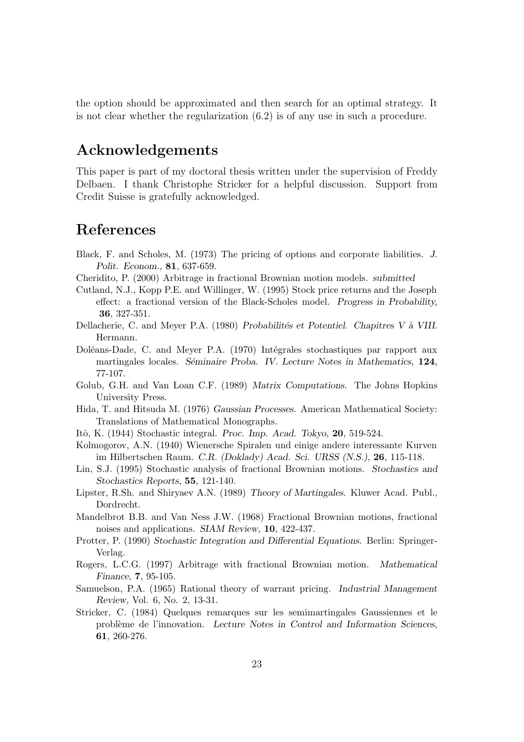the option should be approximated and then search for an optimal strategy. It is not clear whether the regularization (6.2) is of any use in such a procedure.

## Acknowledgements

This paper is part of my doctoral thesis written under the supervision of Freddy Delbaen. I thank Christophe Stricker for a helpful discussion. Support from Credit Suisse is gratefully acknowledged.

## References

Black, F. and Scholes, M. (1973) The pricing of options and corporate liabilities. *J. Polit. Econom.*, **81**, 637-659.

Cheridito, P. (2000) Arbitrage in fractional Brownian motion models. *submitted*

Cutland, N.J., Kopp P.E. and Willinger, W. (1995) Stock price returns and the Joseph effect: a fractional version of the Black-Scholes model. *Progress in Probability*, **36**, 327-351.

Dellacherie, C. and Meyer P.A. (1980) *Probabilités et Potentiel. Chapitres V à VIII.* Hermann.

Doléans-Dade, C. and Meyer P.A. (1970) Intégrales stochastiques par rapport aux martingales locales. *Séminaire Proba. IV. Lecture Notes in Mathematics*, **124**, 77-107.

Golub, G.H. and Van Loan C.F. (1989) *Matrix Computations.* The Johns Hopkins University Press.

Hida, T. and Hitsuda M. (1976) *Gaussian Processes.* American Mathematical Society: Translations of Mathematical Monographs.

Itô, K. (1944) Stochastic integral. *Proc. Imp. Acad. Tokyo*, **20**, 519-524.

Kolmogorov, A.N. (1940) Wienersche Spiralen und einige andere interessante Kurven im Hilbertschen Raum. *C.R. (Doklady) Acad. Sci. URSS (N.S.)*, **26**, 115-118.

Lin, S.J. (1995) Stochastic analysis of fractional Brownian motions. *Stochastics and Stochastics Reports*, **55**, 121-140.

Lipster, R.Sh. and Shiryaev A.N. (1989) *Theory of Martingales.* Kluwer Acad. Publ., Dordrecht.

Mandelbrot B.B. and Van Ness J.W. (1968) Fractional Brownian motions, fractional noises and applications. *SIAM Review*, **10**, 422-437.

Protter, P. (1990) *Stochastic Integration and Differential Equations.* Berlin: Springer-Verlag.

Rogers, L.C.G. (1997) Arbitrage with fractional Brownian motion. *Mathematical Finance*, **7**, 95-105.

Samuelson, P.A. (1965) Rational theory of warrant pricing. *Industrial Management Review*, Vol. 6, No. 2, 13-31.

Stricker, C. (1984) Quelques remarques sur les semimartingales Gaussiennes et le problème de l'innovation. *Lecture Notes in Control and Information Sciences*, **61**, 260-276.